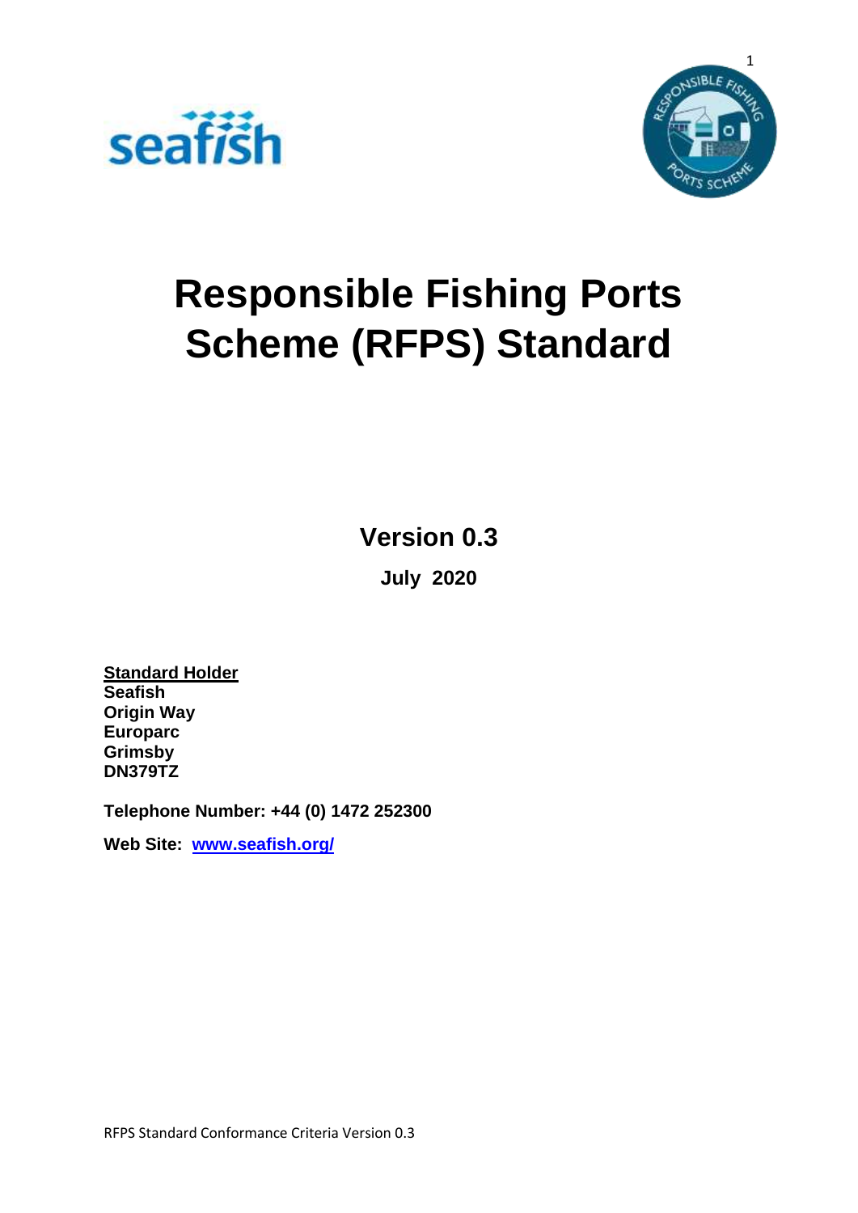# Responsible Fishing Ports Scheme (RFPS) Standard

**Version 0.3**

**July 2020**

**Standard Holder**
**Seafish**
**Origin Way**
**Europarc**
**Grimsby**
**DN379TZ**

**Telephone Number: +44 (0) 1472 252300**

**Web Site: [www.seafish.org/](www.seafish.org/)**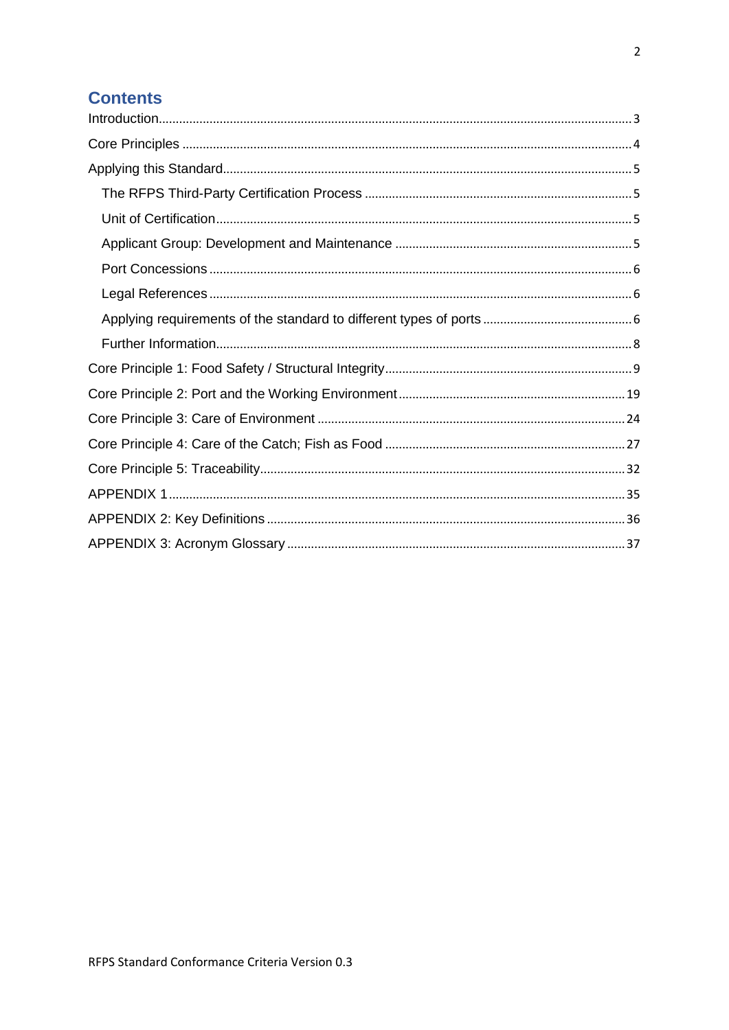## Contents

Introduction......3

Core Principles......4

Applying this Standard......5

- The RFPS Third-Party Certification Process......5
- Unit of Certification......5
- Applicant Group: Development and Maintenance......5
- Port Concessions......6
- Legal References......6
- Applying requirements of the standard to different types of ports......6
- Further Information......8

Core Principle 1: Food Safety / Structural Integrity......9

Core Principle 2: Port and the Working Environment......19

Core Principle 3: Care of Environment......24

Core Principle 4: Care of the Catch; Fish as Food......27

Core Principle 5: Traceability......32

APPENDIX 1......35

APPENDIX 2: Key Definitions......36

APPENDIX 3: Acronym Glossary......37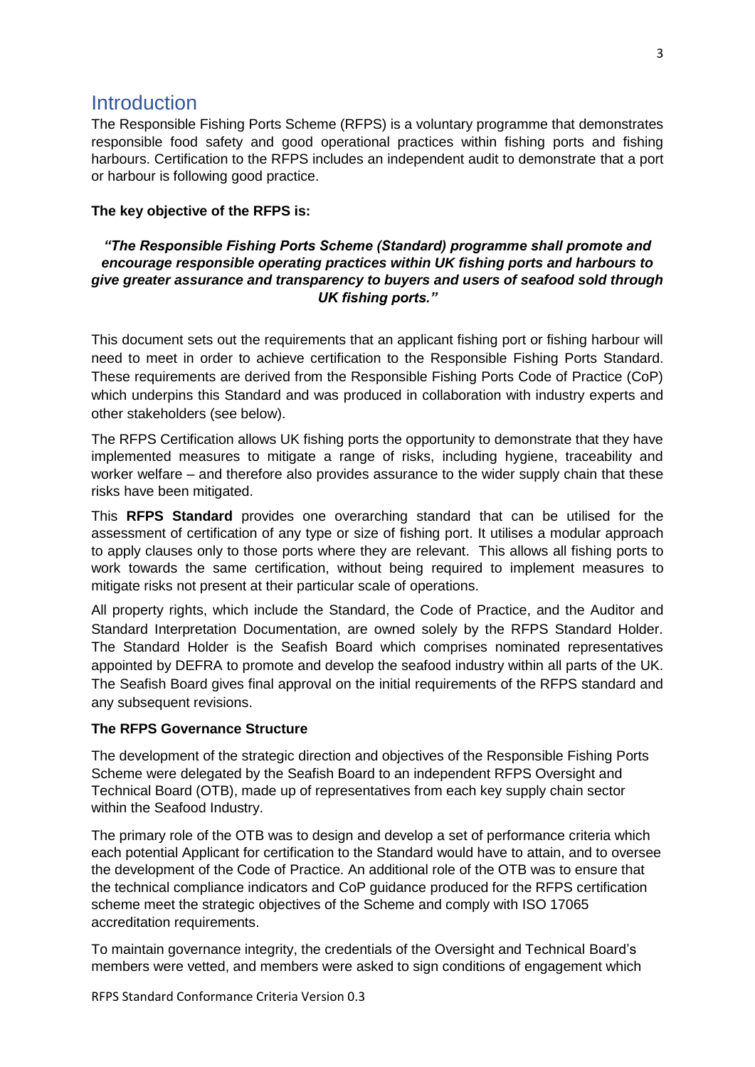## Introduction

The Responsible Fishing Ports Scheme (RFPS) is a voluntary programme that demonstrates responsible food safety and good operational practices within fishing ports and fishing harbours. Certification to the RFPS includes an independent audit to demonstrate that a port or harbour is following good practice.

**The key objective of the RFPS is:**

***"The Responsible Fishing Ports Scheme (Standard) programme shall promote and encourage responsible operating practices within UK fishing ports and harbours to give greater assurance and transparency to buyers and users of seafood sold through UK fishing ports."***

This document sets out the requirements that an applicant fishing port or fishing harbour will need to meet in order to achieve certification to the Responsible Fishing Ports Standard. These requirements are derived from the Responsible Fishing Ports Code of Practice (CoP) which underpins this Standard and was produced in collaboration with industry experts and other stakeholders (see below).

The RFPS Certification allows UK fishing ports the opportunity to demonstrate that they have implemented measures to mitigate a range of risks, including hygiene, traceability and worker welfare – and therefore also provides assurance to the wider supply chain that these risks have been mitigated.

This **RFPS Standard** provides one overarching standard that can be utilised for the assessment of certification of any type or size of fishing port. It utilises a modular approach to apply clauses only to those ports where they are relevant. This allows all fishing ports to work towards the same certification, without being required to implement measures to mitigate risks not present at their particular scale of operations.

All property rights, which include the Standard, the Code of Practice, and the Auditor and Standard Interpretation Documentation, are owned solely by the RFPS Standard Holder. The Standard Holder is the Seafish Board which comprises nominated representatives appointed by DEFRA to promote and develop the seafood industry within all parts of the UK. The Seafish Board gives final approval on the initial requirements of the RFPS standard and any subsequent revisions.

**The RFPS Governance Structure**

The development of the strategic direction and objectives of the Responsible Fishing Ports Scheme were delegated by the Seafish Board to an independent RFPS Oversight and Technical Board (OTB), made up of representatives from each key supply chain sector within the Seafood Industry.

The primary role of the OTB was to design and develop a set of performance criteria which each potential Applicant for certification to the Standard would have to attain, and to oversee the development of the Code of Practice. An additional role of the OTB was to ensure that the technical compliance indicators and CoP guidance produced for the RFPS certification scheme meet the strategic objectives of the Scheme and comply with ISO 17065 accreditation requirements.

To maintain governance integrity, the credentials of the Oversight and Technical Board's members were vetted, and members were asked to sign conditions of engagement which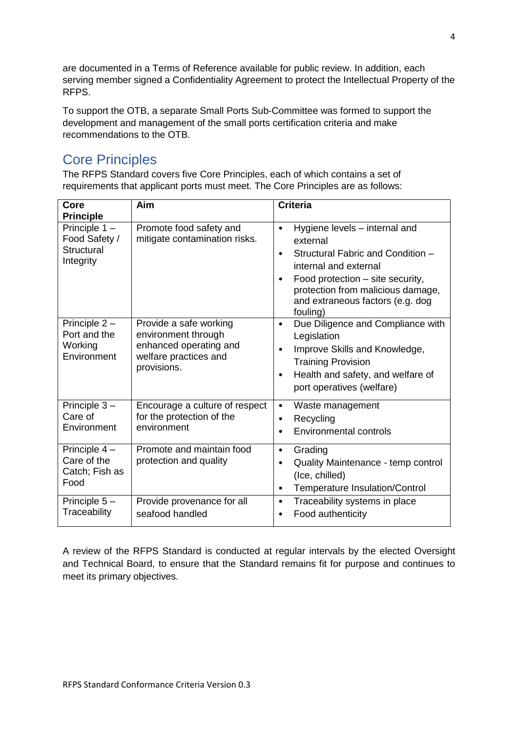are documented in a Terms of Reference available for public review. In addition, each serving member signed a Confidentiality Agreement to protect the Intellectual Property of the RFPS.

To support the OTB, a separate Small Ports Sub-Committee was formed to support the development and management of the small ports certification criteria and make recommendations to the OTB.

## Core Principles

The RFPS Standard covers five Core Principles, each of which contains a set of requirements that applicant ports must meet. The Core Principles are as follows:

| Core Principle | Aim | Criteria |
|---|---|---|
| Principle 1 – Food Safety / Structural Integrity | Promote food safety and mitigate contamination risks. | • Hygiene levels – internal and external<br>• Structural Fabric and Condition – internal and external<br>• Food protection – site security, protection from malicious damage, and extraneous factors (e.g. dog fouling) |
| Principle 2 – Port and the Working Environment | Provide a safe working environment through enhanced operating and welfare practices and provisions. | • Due Diligence and Compliance with Legislation<br>• Improve Skills and Knowledge, Training Provision<br>• Health and safety, and welfare of port operatives (welfare) |
| Principle 3 – Care of Environment | Encourage a culture of respect for the protection of the environment | • Waste management<br>• Recycling<br>• Environmental controls |
| Principle 4 – Care of the Catch; Fish as Food | Promote and maintain food protection and quality | • Grading<br>• Quality Maintenance - temp control (Ice, chilled)<br>• Temperature Insulation/Control |
| Principle 5 – Traceability | Provide provenance for all seafood handled | • Traceability systems in place<br>• Food authenticity |

A review of the RFPS Standard is conducted at regular intervals by the elected Oversight and Technical Board, to ensure that the Standard remains fit for purpose and continues to meet its primary objectives.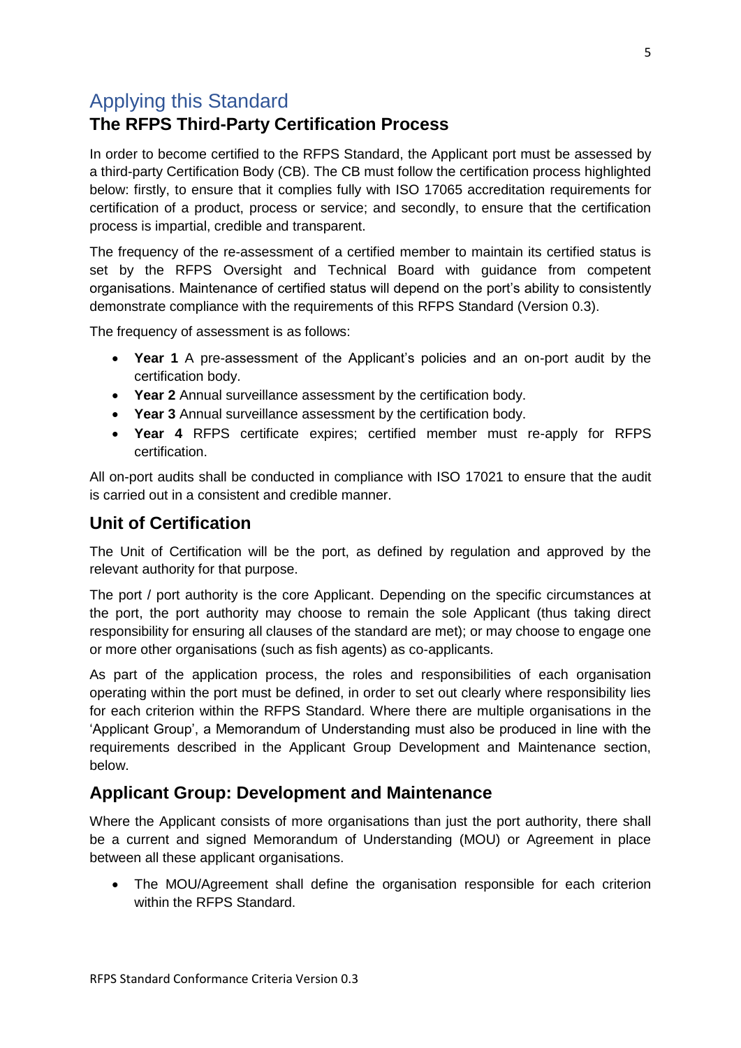# Applying this Standard

## The RFPS Third-Party Certification Process

In order to become certified to the RFPS Standard, the Applicant port must be assessed by a third-party Certification Body (CB). The CB must follow the certification process highlighted below: firstly, to ensure that it complies fully with ISO 17065 accreditation requirements for certification of a product, process or service; and secondly, to ensure that the certification process is impartial, credible and transparent.

The frequency of the re-assessment of a certified member to maintain its certified status is set by the RFPS Oversight and Technical Board with guidance from competent organisations. Maintenance of certified status will depend on the port's ability to consistently demonstrate compliance with the requirements of this RFPS Standard (Version 0.3).

The frequency of assessment is as follows:

- **Year 1** A pre-assessment of the Applicant's policies and an on-port audit by the certification body.
- **Year 2** Annual surveillance assessment by the certification body.
- **Year 3** Annual surveillance assessment by the certification body.
- **Year 4** RFPS certificate expires; certified member must re-apply for RFPS certification.

All on-port audits shall be conducted in compliance with ISO 17021 to ensure that the audit is carried out in a consistent and credible manner.

## Unit of Certification

The Unit of Certification will be the port, as defined by regulation and approved by the relevant authority for that purpose.

The port / port authority is the core Applicant. Depending on the specific circumstances at the port, the port authority may choose to remain the sole Applicant (thus taking direct responsibility for ensuring all clauses of the standard are met); or may choose to engage one or more other organisations (such as fish agents) as co-applicants.

As part of the application process, the roles and responsibilities of each organisation operating within the port must be defined, in order to set out clearly where responsibility lies for each criterion within the RFPS Standard. Where there are multiple organisations in the 'Applicant Group', a Memorandum of Understanding must also be produced in line with the requirements described in the Applicant Group Development and Maintenance section, below.

## Applicant Group: Development and Maintenance

Where the Applicant consists of more organisations than just the port authority, there shall be a current and signed Memorandum of Understanding (MOU) or Agreement in place between all these applicant organisations.

- The MOU/Agreement shall define the organisation responsible for each criterion within the RFPS Standard.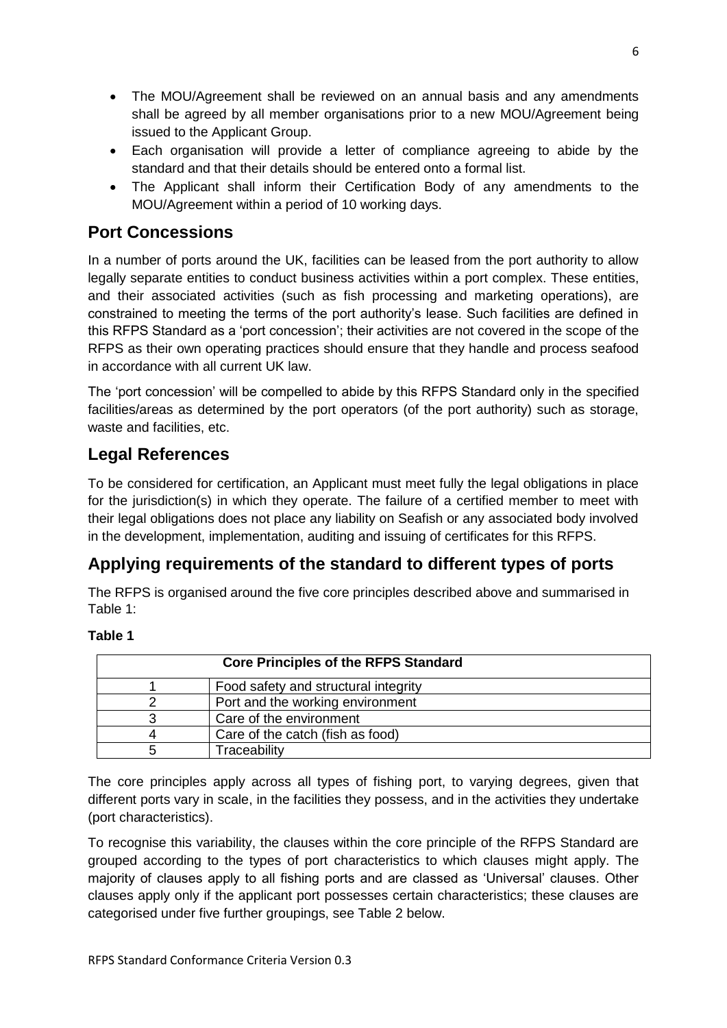- The MOU/Agreement shall be reviewed on an annual basis and any amendments shall be agreed by all member organisations prior to a new MOU/Agreement being issued to the Applicant Group.
- Each organisation will provide a letter of compliance agreeing to abide by the standard and that their details should be entered onto a formal list.
- The Applicant shall inform their Certification Body of any amendments to the MOU/Agreement within a period of 10 working days.

## Port Concessions

In a number of ports around the UK, facilities can be leased from the port authority to allow legally separate entities to conduct business activities within a port complex. These entities, and their associated activities (such as fish processing and marketing operations), are constrained to meeting the terms of the port authority's lease. Such facilities are defined in this RFPS Standard as a 'port concession'; their activities are not covered in the scope of the RFPS as their own operating practices should ensure that they handle and process seafood in accordance with all current UK law.

The 'port concession' will be compelled to abide by this RFPS Standard only in the specified facilities/areas as determined by the port operators (of the port authority) such as storage, waste and facilities, etc.

## Legal References

To be considered for certification, an Applicant must meet fully the legal obligations in place for the jurisdiction(s) in which they operate. The failure of a certified member to meet with their legal obligations does not place any liability on Seafish or any associated body involved in the development, implementation, auditing and issuing of certificates for this RFPS.

## Applying requirements of the standard to different types of ports

The RFPS is organised around the five core principles described above and summarised in Table 1:

**Table 1**

| Core Principles of the RFPS Standard | |
|---|---|
| 1 | Food safety and structural integrity |
| 2 | Port and the working environment |
| 3 | Care of the environment |
| 4 | Care of the catch (fish as food) |
| 5 | Traceability |

The core principles apply across all types of fishing port, to varying degrees, given that different ports vary in scale, in the facilities they possess, and in the activities they undertake (port characteristics).

To recognise this variability, the clauses within the core principle of the RFPS Standard are grouped according to the types of port characteristics to which clauses might apply. The majority of clauses apply to all fishing ports and are classed as 'Universal' clauses. Other clauses apply only if the applicant port possesses certain characteristics; these clauses are categorised under five further groupings, see Table 2 below.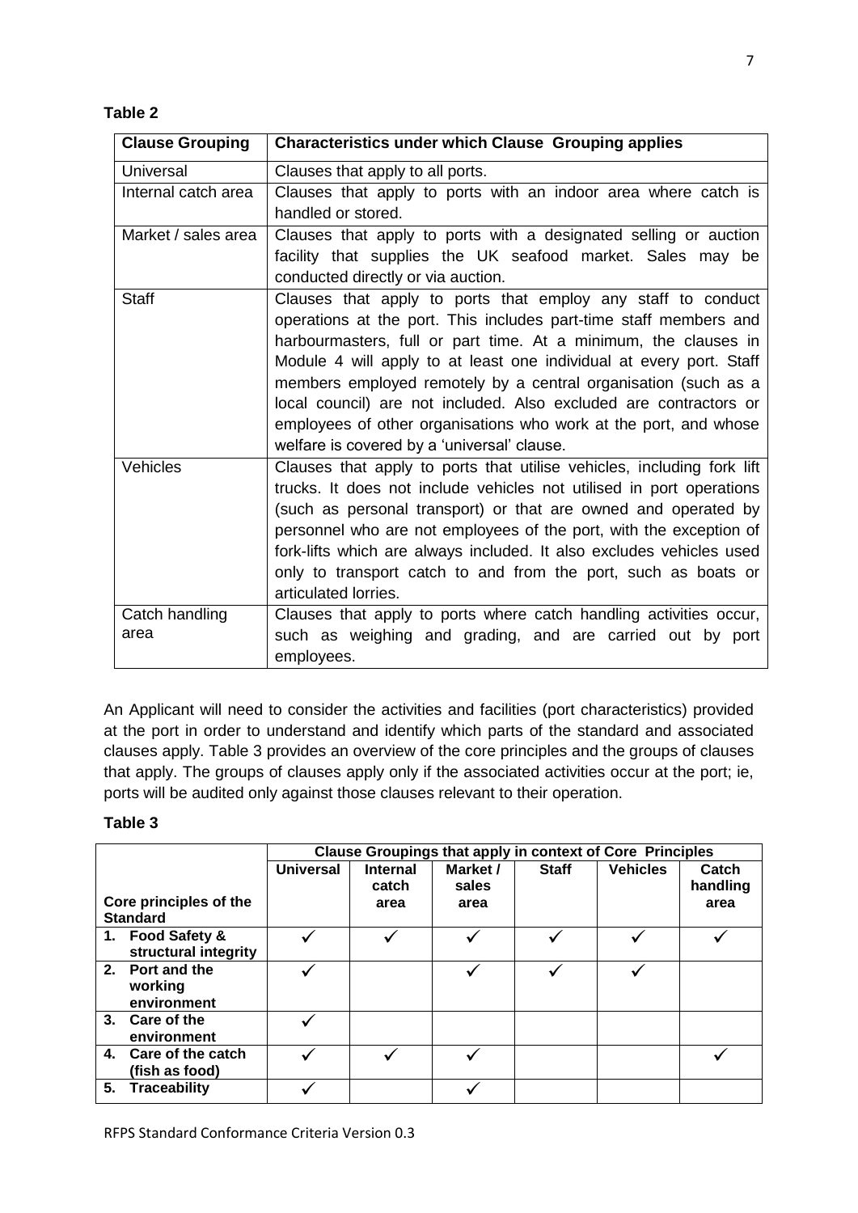**Table 2**

| Clause Grouping | Characteristics under which Clause Grouping applies |
| --- | --- |
| Universal | Clauses that apply to all ports. |
| Internal catch area | Clauses that apply to ports with an indoor area where catch is handled or stored. |
| Market / sales area | Clauses that apply to ports with a designated selling or auction facility that supplies the UK seafood market. Sales may be conducted directly or via auction. |
| Staff | Clauses that apply to ports that employ any staff to conduct operations at the port. This includes part-time staff members and harbourmasters, full or part time. At a minimum, the clauses in Module 4 will apply to at least one individual at every port. Staff members employed remotely by a central organisation (such as a local council) are not included. Also excluded are contractors or employees of other organisations who work at the port, and whose welfare is covered by a 'universal' clause. |
| Vehicles | Clauses that apply to ports that utilise vehicles, including fork lift trucks. It does not include vehicles not utilised in port operations (such as personal transport) or that are owned and operated by personnel who are not employees of the port, with the exception of fork-lifts which are always included. It also excludes vehicles used only to transport catch to and from the port, such as boats or articulated lorries. |
| Catch handling area | Clauses that apply to ports where catch handling activities occur, such as weighing and grading, and are carried out by port employees. |

An Applicant will need to consider the activities and facilities (port characteristics) provided at the port in order to understand and identify which parts of the standard and associated clauses apply. Table 3 provides an overview of the core principles and the groups of clauses that apply. The groups of clauses apply only if the associated activities occur at the port; ie, ports will be audited only against those clauses relevant to their operation.

**Table 3**

| | Clause Groupings that apply in context of Core Principles | | | | | |
| --- | --- | --- | --- | --- | --- | --- |
| **Core principles of the Standard** | **Universal** | **Internal catch area** | **Market / sales area** | **Staff** | **Vehicles** | **Catch handling area** |
| **1. Food Safety & structural integrity** | ✓ | ✓ | ✓ | ✓ | ✓ | ✓ |
| **2. Port and the working environment** | ✓ | | ✓ | ✓ | ✓ | |
| **3. Care of the environment** | ✓ | | | | | |
| **4. Care of the catch (fish as food)** | ✓ | ✓ | ✓ | | | ✓ |
| **5. Traceability** | ✓ | | ✓ | | | |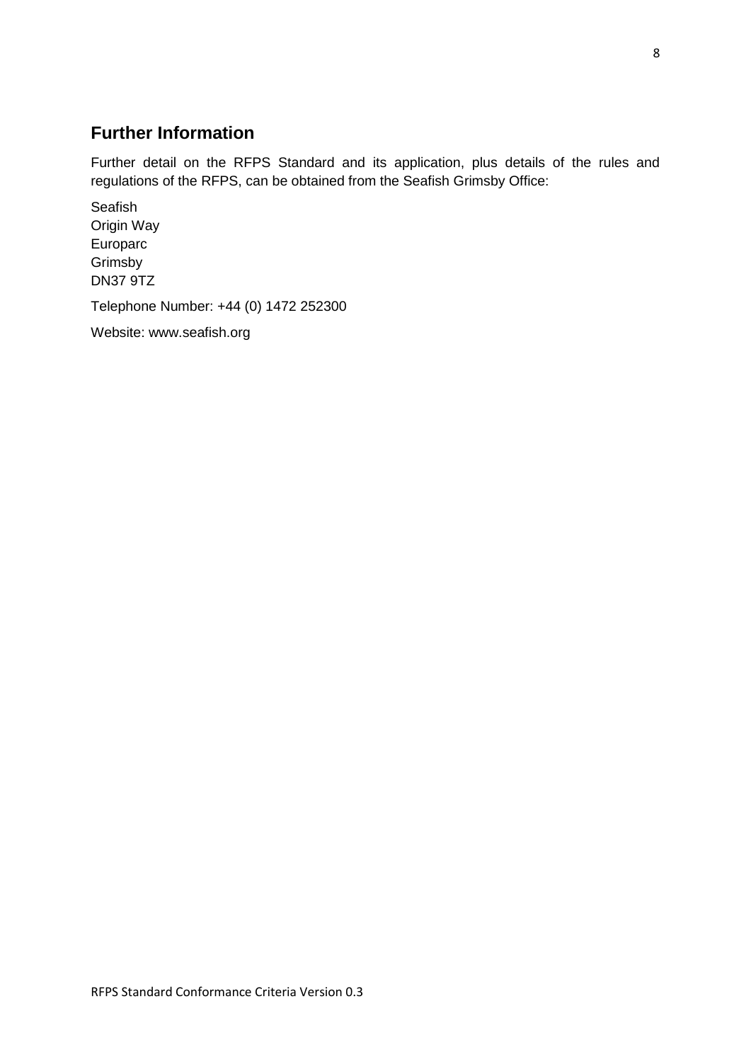## Further Information

Further detail on the RFPS Standard and its application, plus details of the rules and regulations of the RFPS, can be obtained from the Seafish Grimsby Office:

Seafish
Origin Way
Europarc
Grimsby
DN37 9TZ

Telephone Number: +44 (0) 1472 252300

Website: www.seafish.org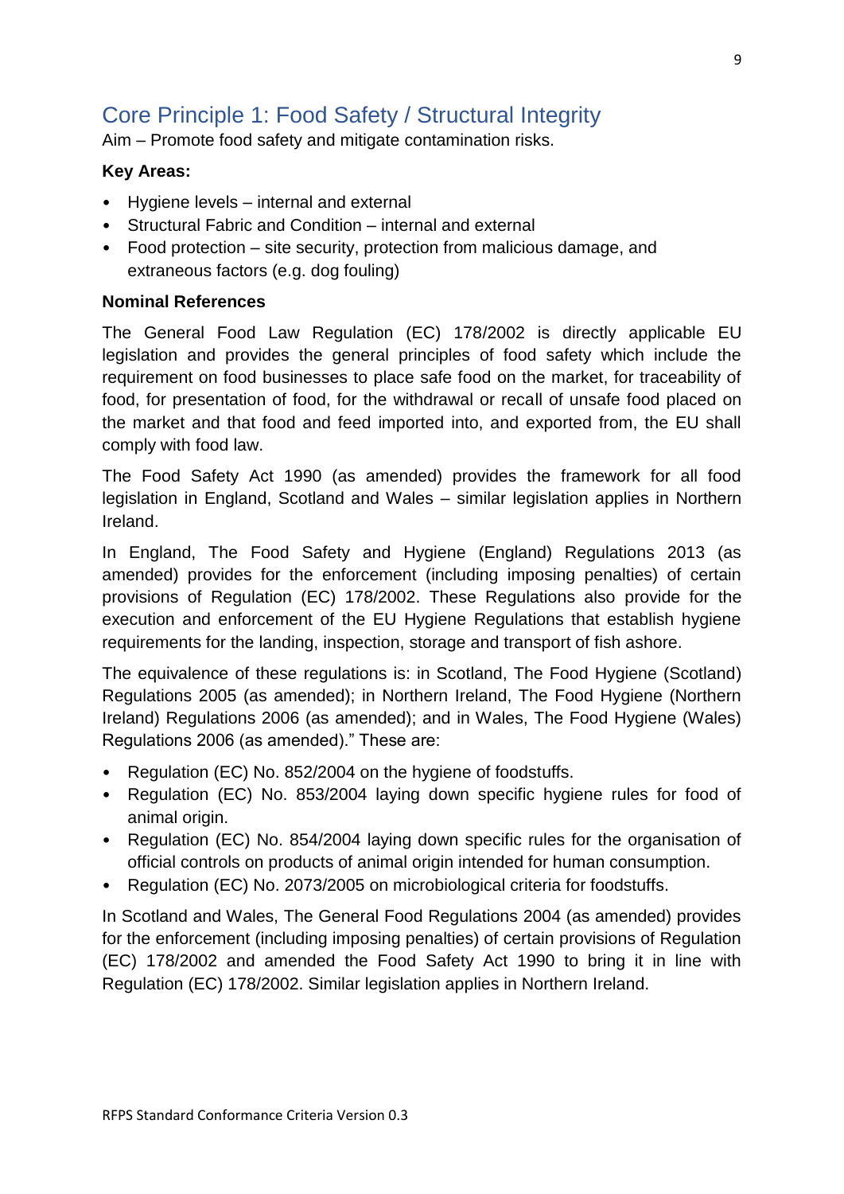## Core Principle 1: Food Safety / Structural Integrity

Aim – Promote food safety and mitigate contamination risks.

**Key Areas:**

- Hygiene levels – internal and external
- Structural Fabric and Condition – internal and external
- Food protection – site security, protection from malicious damage, and extraneous factors (e.g. dog fouling)

**Nominal References**

The General Food Law Regulation (EC) 178/2002 is directly applicable EU legislation and provides the general principles of food safety which include the requirement on food businesses to place safe food on the market, for traceability of food, for presentation of food, for the withdrawal or recall of unsafe food placed on the market and that food and feed imported into, and exported from, the EU shall comply with food law.

The Food Safety Act 1990 (as amended) provides the framework for all food legislation in England, Scotland and Wales – similar legislation applies in Northern Ireland.

In England, The Food Safety and Hygiene (England) Regulations 2013 (as amended) provides for the enforcement (including imposing penalties) of certain provisions of Regulation (EC) 178/2002. These Regulations also provide for the execution and enforcement of the EU Hygiene Regulations that establish hygiene requirements for the landing, inspection, storage and transport of fish ashore.

The equivalence of these regulations is: in Scotland, The Food Hygiene (Scotland) Regulations 2005 (as amended); in Northern Ireland, The Food Hygiene (Northern Ireland) Regulations 2006 (as amended); and in Wales, The Food Hygiene (Wales) Regulations 2006 (as amended)." These are:

- Regulation (EC) No. 852/2004 on the hygiene of foodstuffs.
- Regulation (EC) No. 853/2004 laying down specific hygiene rules for food of animal origin.
- Regulation (EC) No. 854/2004 laying down specific rules for the organisation of official controls on products of animal origin intended for human consumption.
- Regulation (EC) No. 2073/2005 on microbiological criteria for foodstuffs.

In Scotland and Wales, The General Food Regulations 2004 (as amended) provides for the enforcement (including imposing penalties) of certain provisions of Regulation (EC) 178/2002 and amended the Food Safety Act 1990 to bring it in line with Regulation (EC) 178/2002. Similar legislation applies in Northern Ireland.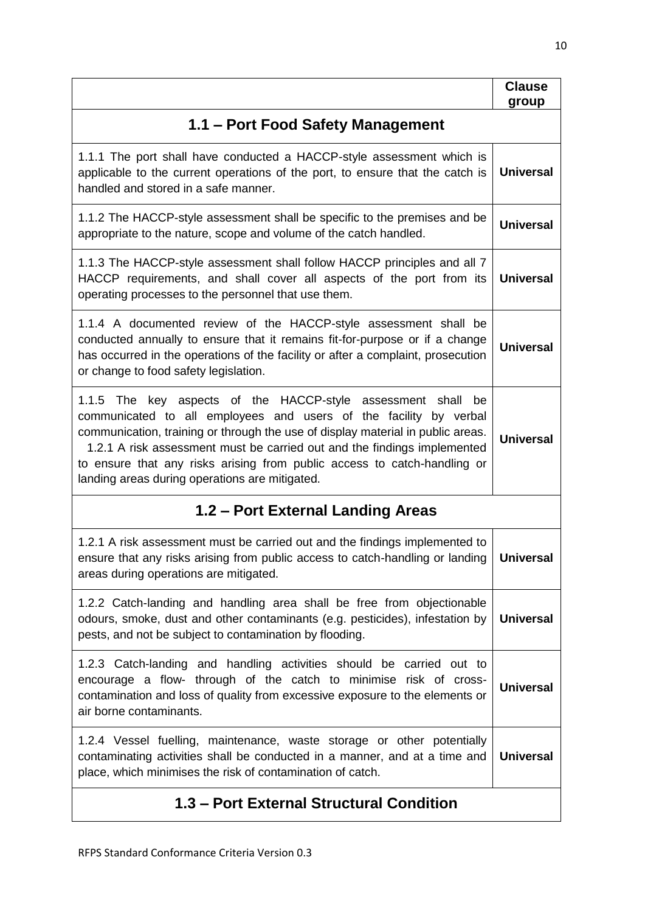| | Clause group |
|---|---|
| **1.1 – Port Food Safety Management** | |
| 1.1.1 The port shall have conducted a HACCP-style assessment which is applicable to the current operations of the port, to ensure that the catch is handled and stored in a safe manner. | **Universal** |
| 1.1.2 The HACCP-style assessment shall be specific to the premises and be appropriate to the nature, scope and volume of the catch handled. | **Universal** |
| 1.1.3 The HACCP-style assessment shall follow HACCP principles and all 7 HACCP requirements, and shall cover all aspects of the port from its operating processes to the personnel that use them. | **Universal** |
| 1.1.4 A documented review of the HACCP-style assessment shall be conducted annually to ensure that it remains fit-for-purpose or if a change has occurred in the operations of the facility or after a complaint, prosecution or change to food safety legislation. | **Universal** |
| 1.1.5 The key aspects of the HACCP-style assessment shall be communicated to all employees and users of the facility by verbal communication, training or through the use of display material in public areas. 1.2.1 A risk assessment must be carried out and the findings implemented to ensure that any risks arising from public access to catch-handling or landing areas during operations are mitigated. | **Universal** |
| **1.2 – Port External Landing Areas** | |
| 1.2.1 A risk assessment must be carried out and the findings implemented to ensure that any risks arising from public access to catch-handling or landing areas during operations are mitigated. | **Universal** |
| 1.2.2 Catch-landing and handling area shall be free from objectionable odours, smoke, dust and other contaminants (e.g. pesticides), infestation by pests, and not be subject to contamination by flooding. | **Universal** |
| 1.2.3 Catch-landing and handling activities should be carried out to encourage a flow- through of the catch to minimise risk of cross-contamination and loss of quality from excessive exposure to the elements or air borne contaminants. | **Universal** |
| 1.2.4 Vessel fuelling, maintenance, waste storage or other potentially contaminating activities shall be conducted in a manner, and at a time and place, which minimises the risk of contamination of catch. | **Universal** |
| **1.3 – Port External Structural Condition** | |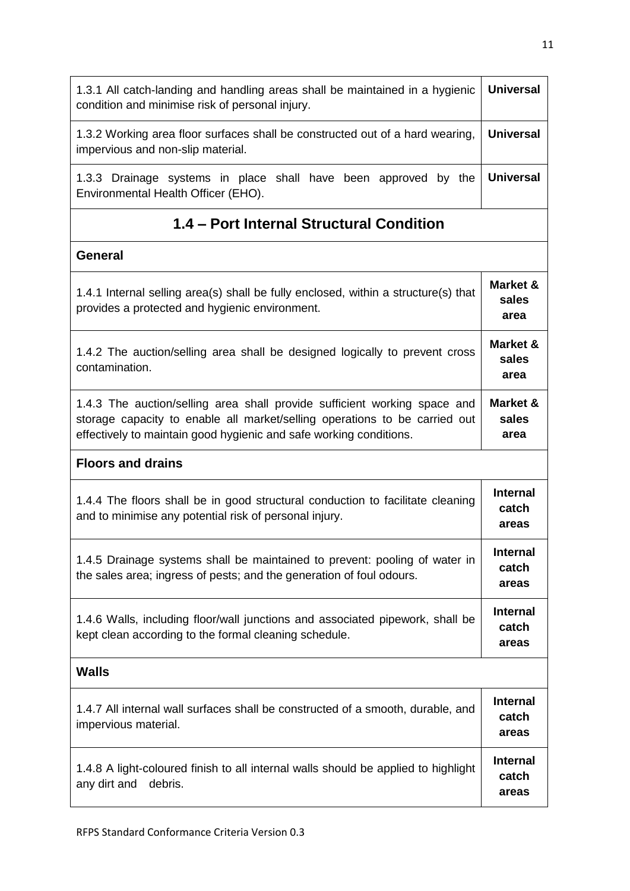| | |
|---|---|
| 1.3.1 All catch-landing and handling areas shall be maintained in a hygienic condition and minimise risk of personal injury. | **Universal** |
| 1.3.2 Working area floor surfaces shall be constructed out of a hard wearing, impervious and non-slip material. | **Universal** |
| 1.3.3 Drainage systems in place shall have been approved by the Environmental Health Officer (EHO). | **Universal** |

## 1.4 – Port Internal Structural Condition

| | |
|---|---|
| **General** | |
| 1.4.1 Internal selling area(s) shall be fully enclosed, within a structure(s) that provides a protected and hygienic environment. | **Market & sales area** |
| 1.4.2 The auction/selling area shall be designed logically to prevent cross contamination. | **Market & sales area** |
| 1.4.3 The auction/selling area shall provide sufficient working space and storage capacity to enable all market/selling operations to be carried out effectively to maintain good hygienic and safe working conditions. | **Market & sales area** |
| **Floors and drains** | |
| 1.4.4 The floors shall be in good structural conduction to facilitate cleaning and to minimise any potential risk of personal injury. | **Internal catch areas** |
| 1.4.5 Drainage systems shall be maintained to prevent: pooling of water in the sales area; ingress of pests; and the generation of foul odours. | **Internal catch areas** |
| 1.4.6 Walls, including floor/wall junctions and associated pipework, shall be kept clean according to the formal cleaning schedule. | **Internal catch areas** |
| **Walls** | |
| 1.4.7 All internal wall surfaces shall be constructed of a smooth, durable, and impervious material. | **Internal catch areas** |
| 1.4.8 A light-coloured finish to all internal walls should be applied to highlight any dirt and debris. | **Internal catch areas** |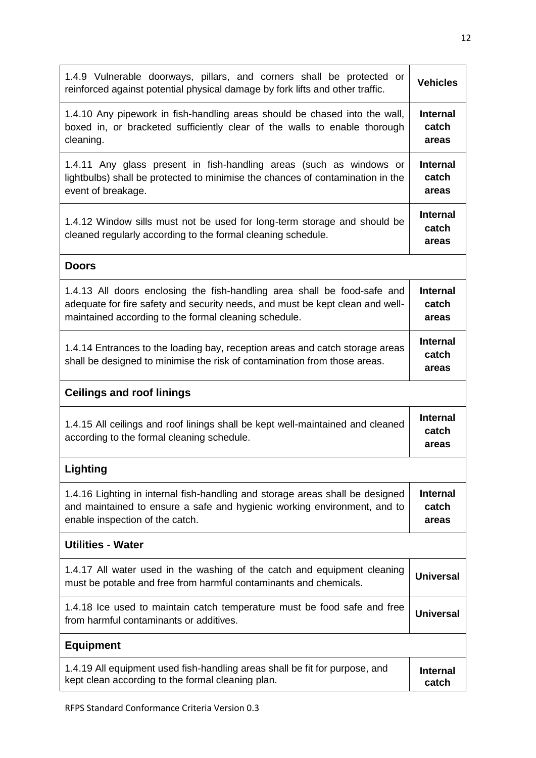| | |
|---|---|
| 1.4.9 Vulnerable doorways, pillars, and corners shall be protected or reinforced against potential physical damage by fork lifts and other traffic. | **Vehicles** |
| 1.4.10 Any pipework in fish-handling areas should be chased into the wall, boxed in, or bracketed sufficiently clear of the walls to enable thorough cleaning. | **Internal catch areas** |
| 1.4.11 Any glass present in fish-handling areas (such as windows or lightbulbs) shall be protected to minimise the chances of contamination in the event of breakage. | **Internal catch areas** |
| 1.4.12 Window sills must not be used for long-term storage and should be cleaned regularly according to the formal cleaning schedule. | **Internal catch areas** |
| **Doors** | |
| 1.4.13 All doors enclosing the fish-handling area shall be food-safe and adequate for fire safety and security needs, and must be kept clean and well-maintained according to the formal cleaning schedule. | **Internal catch areas** |
| 1.4.14 Entrances to the loading bay, reception areas and catch storage areas shall be designed to minimise the risk of contamination from those areas. | **Internal catch areas** |
| **Ceilings and roof linings** | |
| 1.4.15 All ceilings and roof linings shall be kept well-maintained and cleaned according to the formal cleaning schedule. | **Internal catch areas** |
| **Lighting** | |
| 1.4.16 Lighting in internal fish-handling and storage areas shall be designed and maintained to ensure a safe and hygienic working environment, and to enable inspection of the catch. | **Internal catch areas** |
| **Utilities - Water** | |
| 1.4.17 All water used in the washing of the catch and equipment cleaning must be potable and free from harmful contaminants and chemicals. | **Universal** |
| 1.4.18 Ice used to maintain catch temperature must be food safe and free from harmful contaminants or additives. | **Universal** |
| **Equipment** | |
| 1.4.19 All equipment used fish-handling areas shall be fit for purpose, and kept clean according to the formal cleaning plan. | **Internal catch** |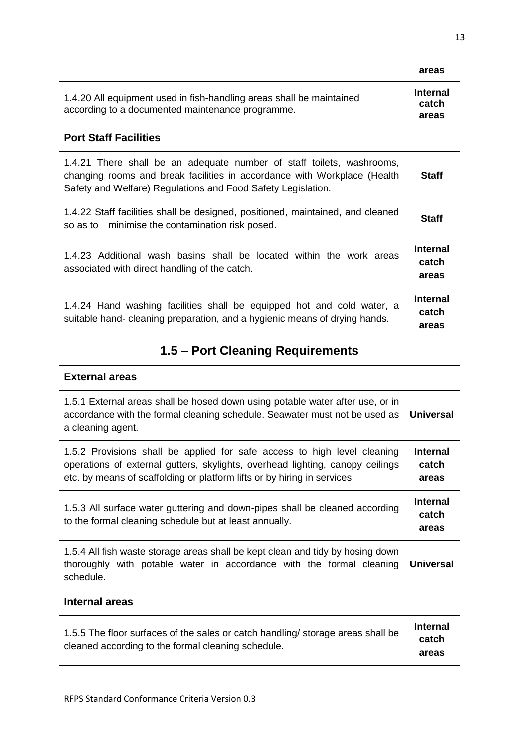| | |
|---|---|
| | **areas** |
| 1.4.20 All equipment used in fish-handling areas shall be maintained according to a documented maintenance programme. | **Internal catch areas** |
| **Port Staff Facilities** | |
| 1.4.21 There shall be an adequate number of staff toilets, washrooms, changing rooms and break facilities in accordance with Workplace (Health Safety and Welfare) Regulations and Food Safety Legislation. | **Staff** |
| 1.4.22 Staff facilities shall be designed, positioned, maintained, and cleaned so as to minimise the contamination risk posed. | **Staff** |
| 1.4.23 Additional wash basins shall be located within the work areas associated with direct handling of the catch. | **Internal catch areas** |
| 1.4.24 Hand washing facilities shall be equipped hot and cold water, a suitable hand- cleaning preparation, and a hygienic means of drying hands. | **Internal catch areas** |
| **1.5 – Port Cleaning Requirements** | |
| **External areas** | |
| 1.5.1 External areas shall be hosed down using potable water after use, or in accordance with the formal cleaning schedule. Seawater must not be used as a cleaning agent. | **Universal** |
| 1.5.2 Provisions shall be applied for safe access to high level cleaning operations of external gutters, skylights, overhead lighting, canopy ceilings etc. by means of scaffolding or platform lifts or by hiring in services. | **Internal catch areas** |
| 1.5.3 All surface water guttering and down-pipes shall be cleaned according to the formal cleaning schedule but at least annually. | **Internal catch areas** |
| 1.5.4 All fish waste storage areas shall be kept clean and tidy by hosing down thoroughly with potable water in accordance with the formal cleaning schedule. | **Universal** |
| **Internal areas** | |
| 1.5.5 The floor surfaces of the sales or catch handling/ storage areas shall be cleaned according to the formal cleaning schedule. | **Internal catch areas** |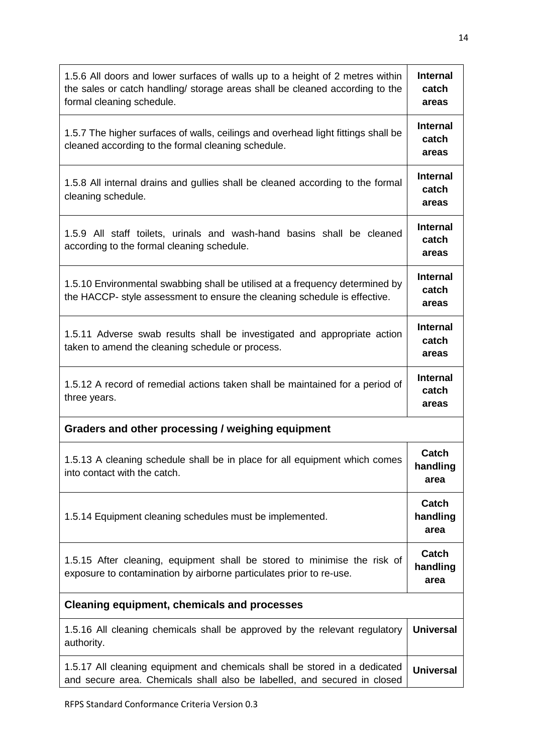| | |
|---|---|
| 1.5.6 All doors and lower surfaces of walls up to a height of 2 metres within the sales or catch handling/ storage areas shall be cleaned according to the formal cleaning schedule. | **Internal catch areas** |
| 1.5.7 The higher surfaces of walls, ceilings and overhead light fittings shall be cleaned according to the formal cleaning schedule. | **Internal catch areas** |
| 1.5.8 All internal drains and gullies shall be cleaned according to the formal cleaning schedule. | **Internal catch areas** |
| 1.5.9 All staff toilets, urinals and wash-hand basins shall be cleaned according to the formal cleaning schedule. | **Internal catch areas** |
| 1.5.10 Environmental swabbing shall be utilised at a frequency determined by the HACCP- style assessment to ensure the cleaning schedule is effective. | **Internal catch areas** |
| 1.5.11 Adverse swab results shall be investigated and appropriate action taken to amend the cleaning schedule or process. | **Internal catch areas** |
| 1.5.12 A record of remedial actions taken shall be maintained for a period of three years. | **Internal catch areas** |
| **Graders and other processing / weighing equipment** | |
| 1.5.13 A cleaning schedule shall be in place for all equipment which comes into contact with the catch. | **Catch handling area** |
| 1.5.14 Equipment cleaning schedules must be implemented. | **Catch handling area** |
| 1.5.15 After cleaning, equipment shall be stored to minimise the risk of exposure to contamination by airborne particulates prior to re-use. | **Catch handling area** |
| **Cleaning equipment, chemicals and processes** | |
| 1.5.16 All cleaning chemicals shall be approved by the relevant regulatory authority. | **Universal** |
| 1.5.17 All cleaning equipment and chemicals shall be stored in a dedicated and secure area. Chemicals shall also be labelled, and secured in closed | **Universal** |

RFPS Standard Conformance Criteria Version 0.3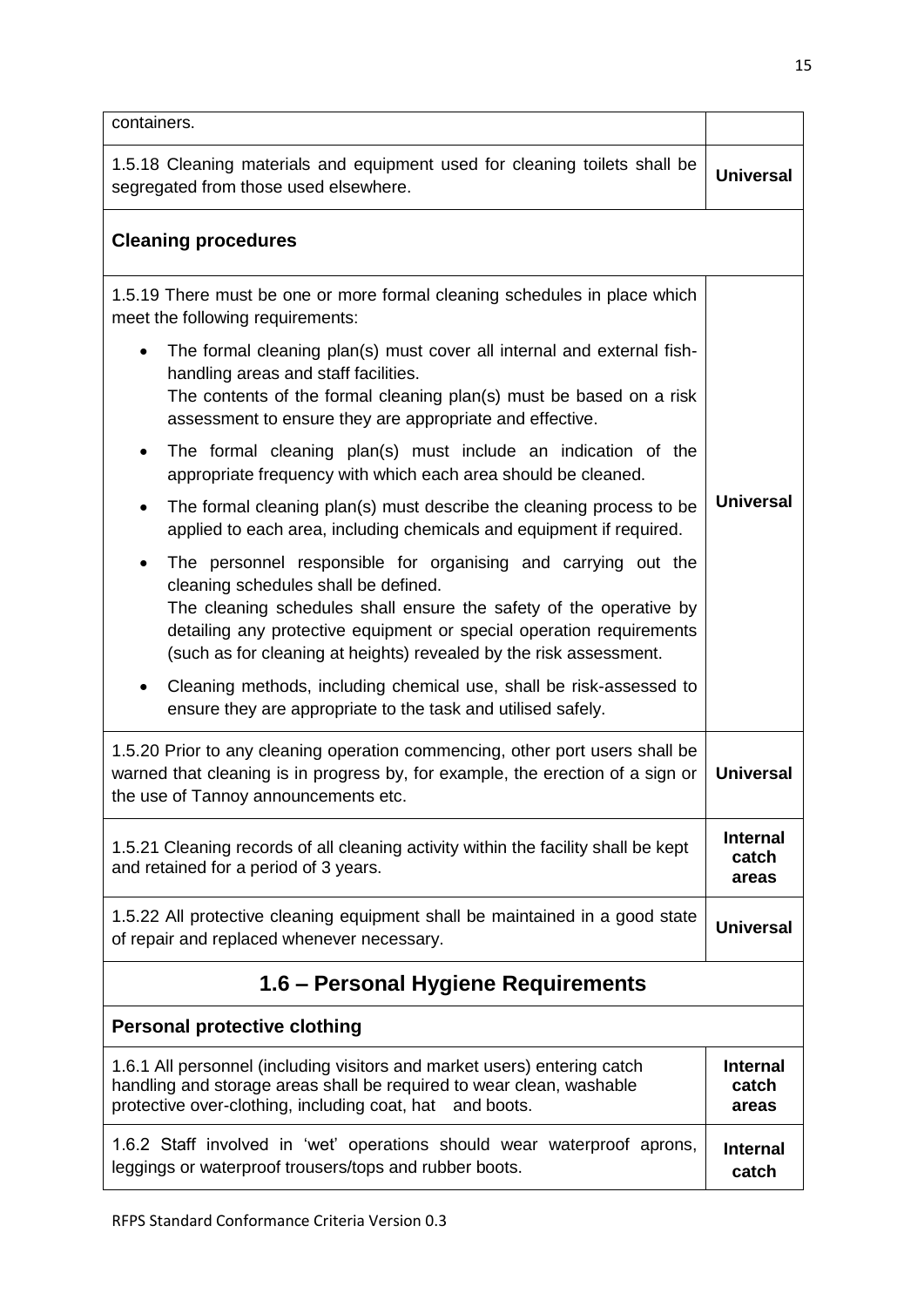| | |
|---|---|
| containers. | |
| 1.5.18 Cleaning materials and equipment used for cleaning toilets shall be segregated from those used elsewhere. | **Universal** |
| **Cleaning procedures** | |
| 1.5.19 There must be one or more formal cleaning schedules in place which meet the following requirements:<br>• The formal cleaning plan(s) must cover all internal and external fish-handling areas and staff facilities. The contents of the formal cleaning plan(s) must be based on a risk assessment to ensure they are appropriate and effective.<br>• The formal cleaning plan(s) must include an indication of the appropriate frequency with which each area should be cleaned.<br>• The formal cleaning plan(s) must describe the cleaning process to be applied to each area, including chemicals and equipment if required.<br>• The personnel responsible for organising and carrying out the cleaning schedules shall be defined. The cleaning schedules shall ensure the safety of the operative by detailing any protective equipment or special operation requirements (such as for cleaning at heights) revealed by the risk assessment.<br>• Cleaning methods, including chemical use, shall be risk-assessed to ensure they are appropriate to the task and utilised safely. | **Universal** |
| 1.5.20 Prior to any cleaning operation commencing, other port users shall be warned that cleaning is in progress by, for example, the erection of a sign or the use of Tannoy announcements etc. | **Universal** |
| 1.5.21 Cleaning records of all cleaning activity within the facility shall be kept and retained for a period of 3 years. | **Internal catch areas** |
| 1.5.22 All protective cleaning equipment shall be maintained in a good state of repair and replaced whenever necessary. | **Universal** |

## 1.6 – Personal Hygiene Requirements

| | |
|---|---|
| **Personal protective clothing** | |
| 1.6.1 All personnel (including visitors and market users) entering catch handling and storage areas shall be required to wear clean, washable protective over-clothing, including coat, hat and boots. | **Internal catch areas** |
| 1.6.2 Staff involved in 'wet' operations should wear waterproof aprons, leggings or waterproof trousers/tops and rubber boots. | **Internal catch** |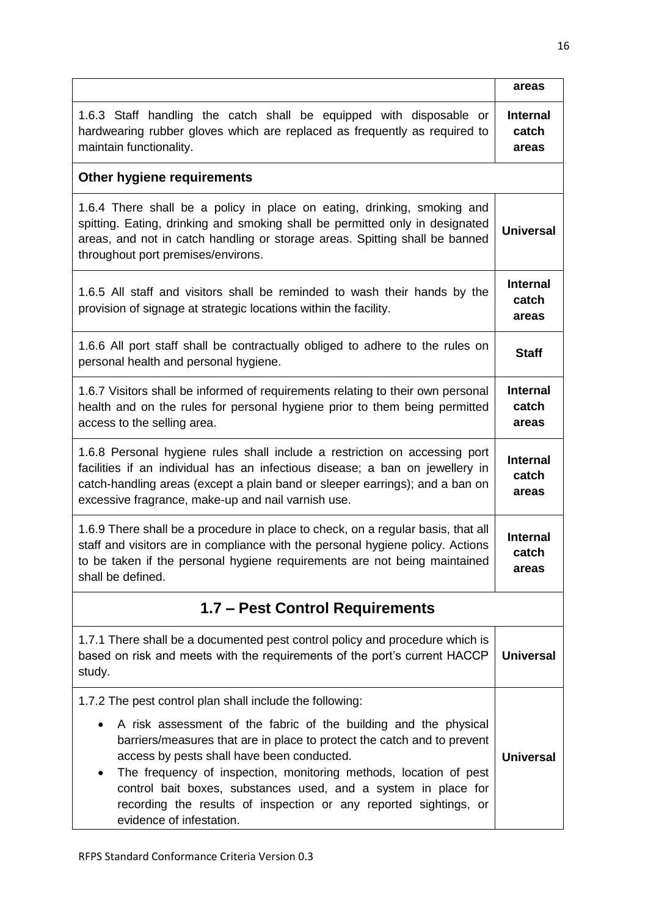| | |
|---|---|
| | **areas** |
| 1.6.3 Staff handling the catch shall be equipped with disposable or hardwearing rubber gloves which are replaced as frequently as required to maintain functionality. | **Internal catch areas** |
| **Other hygiene requirements** | |
| 1.6.4 There shall be a policy in place on eating, drinking, smoking and spitting. Eating, drinking and smoking shall be permitted only in designated areas, and not in catch handling or storage areas. Spitting shall be banned throughout port premises/environs. | **Universal** |
| 1.6.5 All staff and visitors shall be reminded to wash their hands by the provision of signage at strategic locations within the facility. | **Internal catch areas** |
| 1.6.6 All port staff shall be contractually obliged to adhere to the rules on personal health and personal hygiene. | **Staff** |
| 1.6.7 Visitors shall be informed of requirements relating to their own personal health and on the rules for personal hygiene prior to them being permitted access to the selling area. | **Internal catch areas** |
| 1.6.8 Personal hygiene rules shall include a restriction on accessing port facilities if an individual has an infectious disease; a ban on jewellery in catch-handling areas (except a plain band or sleeper earrings); and a ban on excessive fragrance, make-up and nail varnish use. | **Internal catch areas** |
| 1.6.9 There shall be a procedure in place to check, on a regular basis, that all staff and visitors are in compliance with the personal hygiene policy. Actions to be taken if the personal hygiene requirements are not being maintained shall be defined. | **Internal catch areas** |
| **1.7 – Pest Control Requirements** | |
| 1.7.1 There shall be a documented pest control policy and procedure which is based on risk and meets with the requirements of the port's current HACCP study. | **Universal** |
| 1.7.2 The pest control plan shall include the following:<br>• A risk assessment of the fabric of the building and the physical barriers/measures that are in place to protect the catch and to prevent access by pests shall have been conducted.<br>• The frequency of inspection, monitoring methods, location of pest control bait boxes, substances used, and a system in place for recording the results of inspection or any reported sightings, or evidence of infestation. | **Universal** |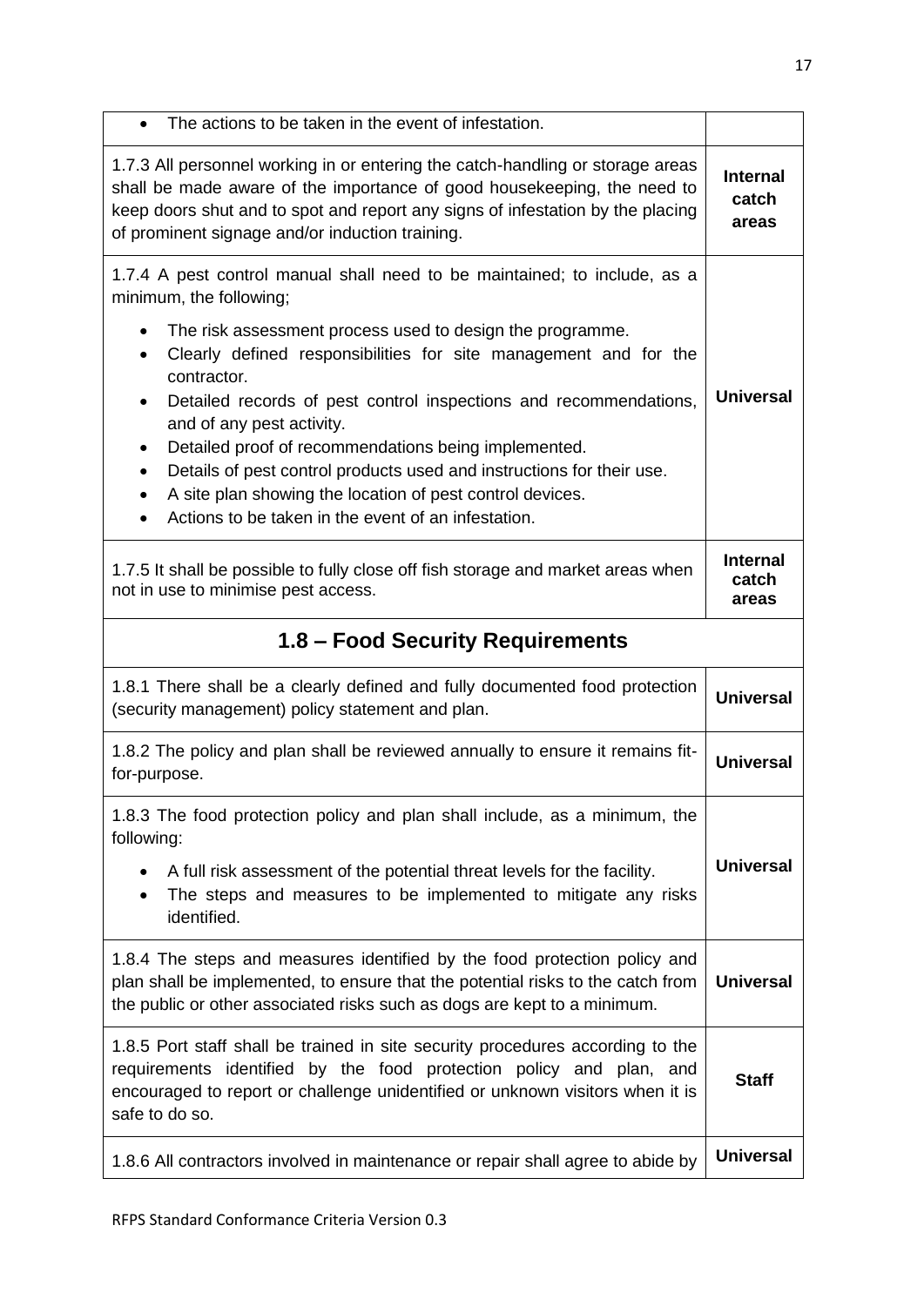| | |
|---|---|
| • The actions to be taken in the event of infestation. | |
| 1.7.3 All personnel working in or entering the catch-handling or storage areas shall be made aware of the importance of good housekeeping, the need to keep doors shut and to spot and report any signs of infestation by the placing of prominent signage and/or induction training. | **Internal catch areas** |
| 1.7.4 A pest control manual shall need to be maintained; to include, as a minimum, the following;<br>• The risk assessment process used to design the programme.<br>• Clearly defined responsibilities for site management and for the contractor.<br>• Detailed records of pest control inspections and recommendations, and of any pest activity.<br>• Detailed proof of recommendations being implemented.<br>• Details of pest control products used and instructions for their use.<br>• A site plan showing the location of pest control devices.<br>• Actions to be taken in the event of an infestation. | **Universal** |
| 1.7.5 It shall be possible to fully close off fish storage and market areas when not in use to minimise pest access. | **Internal catch areas** |

## 1.8 – Food Security Requirements

| | |
|---|---|
| 1.8.1 There shall be a clearly defined and fully documented food protection (security management) policy statement and plan. | **Universal** |
| 1.8.2 The policy and plan shall be reviewed annually to ensure it remains fit-for-purpose. | **Universal** |
| 1.8.3 The food protection policy and plan shall include, as a minimum, the following:<br>• A full risk assessment of the potential threat levels for the facility.<br>• The steps and measures to be implemented to mitigate any risks identified. | **Universal** |
| 1.8.4 The steps and measures identified by the food protection policy and plan shall be implemented, to ensure that the potential risks to the catch from the public or other associated risks such as dogs are kept to a minimum. | **Universal** |
| 1.8.5 Port staff shall be trained in site security procedures according to the requirements identified by the food protection policy and plan, and encouraged to report or challenge unidentified or unknown visitors when it is safe to do so. | **Staff** |
| 1.8.6 All contractors involved in maintenance or repair shall agree to abide by | **Universal** |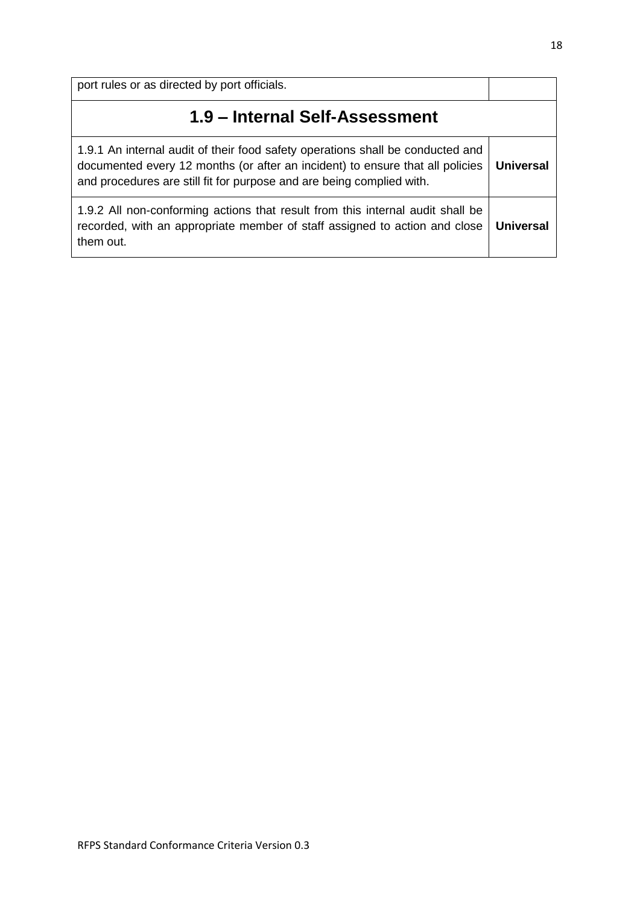| port rules or as directed by port officials. | |
| --- | --- |

## 1.9 – Internal Self-Assessment

| Requirement | Applicability |
| --- | --- |
| 1.9.1 An internal audit of their food safety operations shall be conducted and documented every 12 months (or after an incident) to ensure that all policies and procedures are still fit for purpose and are being complied with. | **Universal** |
| 1.9.2 All non-conforming actions that result from this internal audit shall be recorded, with an appropriate member of staff assigned to action and close them out. | **Universal** |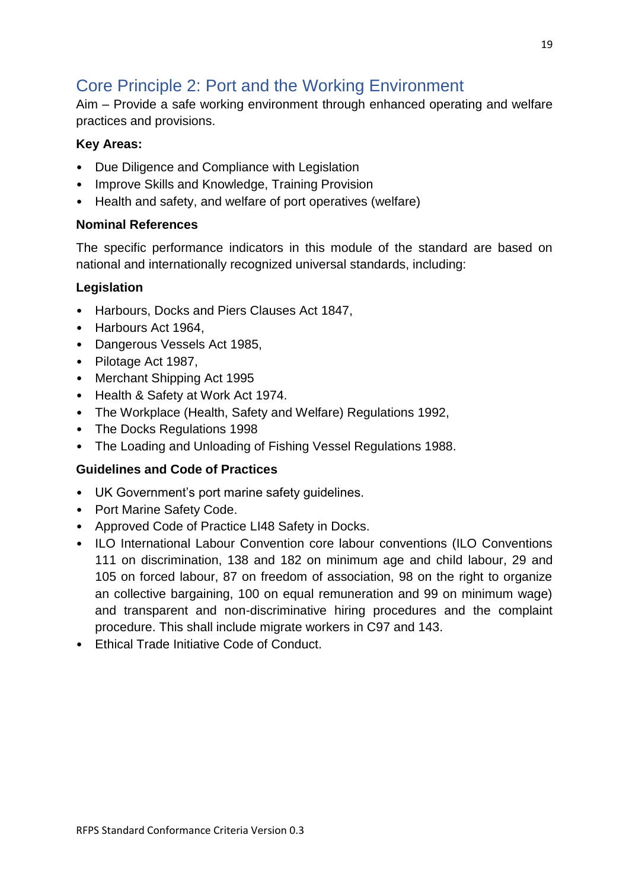## Core Principle 2: Port and the Working Environment

Aim – Provide a safe working environment through enhanced operating and welfare practices and provisions.

**Key Areas:**

- Due Diligence and Compliance with Legislation
- Improve Skills and Knowledge, Training Provision
- Health and safety, and welfare of port operatives (welfare)

**Nominal References**

The specific performance indicators in this module of the standard are based on national and internationally recognized universal standards, including:

**Legislation**

- Harbours, Docks and Piers Clauses Act 1847,
- Harbours Act 1964,
- Dangerous Vessels Act 1985,
- Pilotage Act 1987,
- Merchant Shipping Act 1995
- Health & Safety at Work Act 1974.
- The Workplace (Health, Safety and Welfare) Regulations 1992,
- The Docks Regulations 1998
- The Loading and Unloading of Fishing Vessel Regulations 1988.

**Guidelines and Code of Practices**

- UK Government's port marine safety guidelines.
- Port Marine Safety Code.
- Approved Code of Practice LI48 Safety in Docks.
- ILO International Labour Convention core labour conventions (ILO Conventions 111 on discrimination, 138 and 182 on minimum age and child labour, 29 and 105 on forced labour, 87 on freedom of association, 98 on the right to organize an collective bargaining, 100 on equal remuneration and 99 on minimum wage) and transparent and non-discriminative hiring procedures and the complaint procedure. This shall include migrate workers in C97 and 143.
- Ethical Trade Initiative Code of Conduct.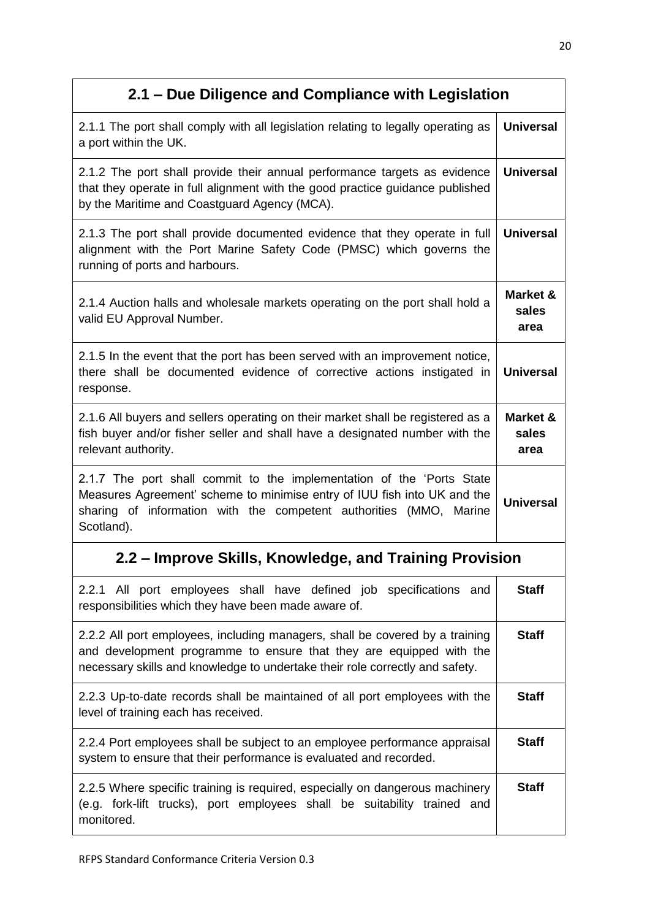| 2.1 – Due Diligence and Compliance with Legislation | |
|---|---|
| 2.1.1 The port shall comply with all legislation relating to legally operating as a port within the UK. | **Universal** |
| 2.1.2 The port shall provide their annual performance targets as evidence that they operate in full alignment with the good practice guidance published by the Maritime and Coastguard Agency (MCA). | **Universal** |
| 2.1.3 The port shall provide documented evidence that they operate in full alignment with the Port Marine Safety Code (PMSC) which governs the running of ports and harbours. | **Universal** |
| 2.1.4 Auction halls and wholesale markets operating on the port shall hold a valid EU Approval Number. | **Market & sales area** |
| 2.1.5 In the event that the port has been served with an improvement notice, there shall be documented evidence of corrective actions instigated in response. | **Universal** |
| 2.1.6 All buyers and sellers operating on their market shall be registered as a fish buyer and/or fisher seller and shall have a designated number with the relevant authority. | **Market & sales area** |
| 2.1.7 The port shall commit to the implementation of the 'Ports State Measures Agreement' scheme to minimise entry of IUU fish into UK and the sharing of information with the competent authorities (MMO, Marine Scotland). | **Universal** |
| **2.2 – Improve Skills, Knowledge, and Training Provision** | |
| 2.2.1 All port employees shall have defined job specifications and responsibilities which they have been made aware of. | **Staff** |
| 2.2.2 All port employees, including managers, shall be covered by a training and development programme to ensure that they are equipped with the necessary skills and knowledge to undertake their role correctly and safety. | **Staff** |
| 2.2.3 Up-to-date records shall be maintained of all port employees with the level of training each has received. | **Staff** |
| 2.2.4 Port employees shall be subject to an employee performance appraisal system to ensure that their performance is evaluated and recorded. | **Staff** |
| 2.2.5 Where specific training is required, especially on dangerous machinery (e.g. fork-lift trucks), port employees shall be suitability trained and monitored. | **Staff** |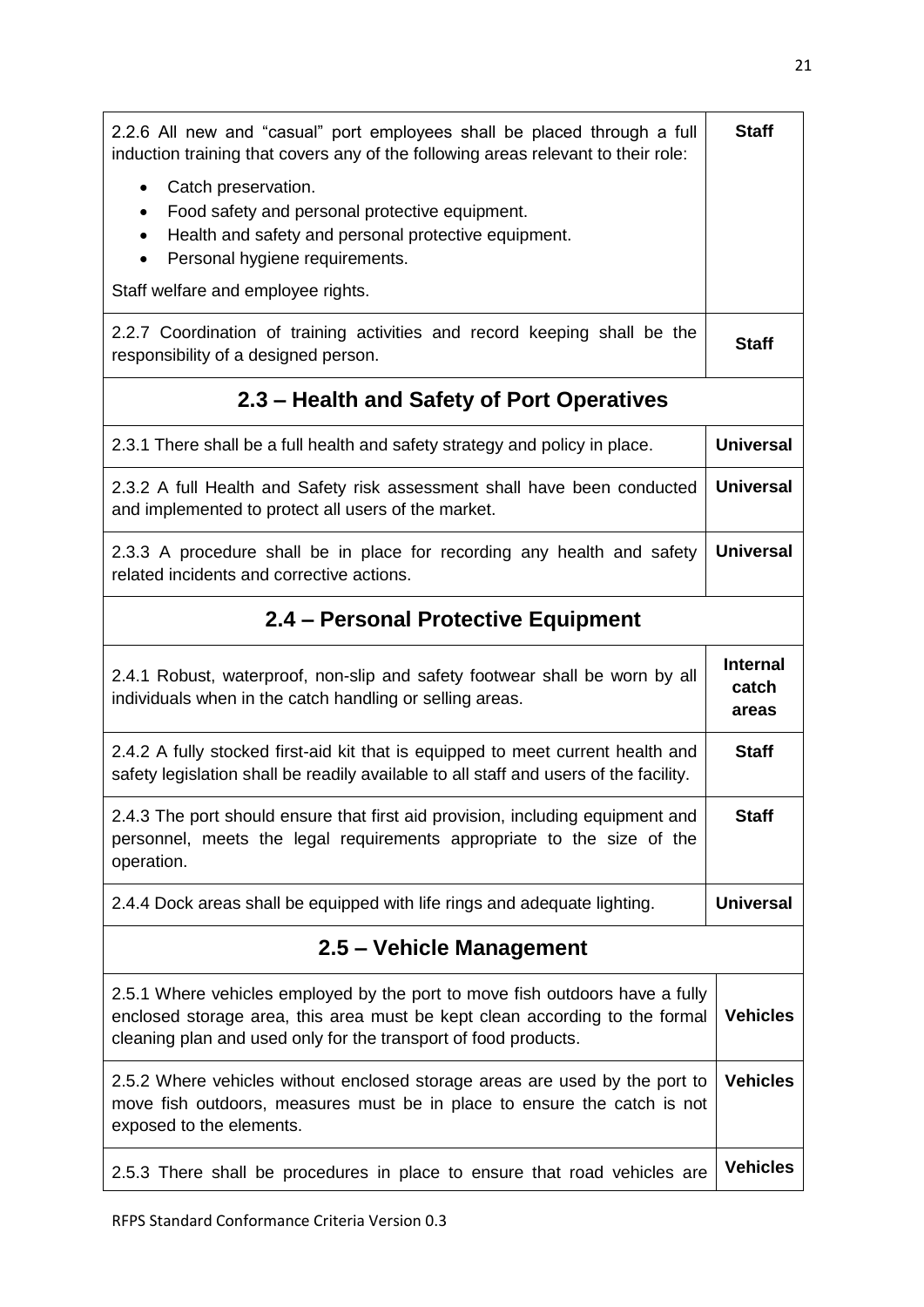| | |
|---|---|
| 2.2.6 All new and "casual" port employees shall be placed through a full induction training that covers any of the following areas relevant to their role:<br>• Catch preservation.<br>• Food safety and personal protective equipment.<br>• Health and safety and personal protective equipment.<br>• Personal hygiene requirements.<br>Staff welfare and employee rights. | **Staff** |
| 2.2.7 Coordination of training activities and record keeping shall be the responsibility of a designed person. | **Staff** |
| **2.3 – Health and Safety of Port Operatives** | |
| 2.3.1 There shall be a full health and safety strategy and policy in place. | **Universal** |
| 2.3.2 A full Health and Safety risk assessment shall have been conducted and implemented to protect all users of the market. | **Universal** |
| 2.3.3 A procedure shall be in place for recording any health and safety related incidents and corrective actions. | **Universal** |
| **2.4 – Personal Protective Equipment** | |
| 2.4.1 Robust, waterproof, non-slip and safety footwear shall be worn by all individuals when in the catch handling or selling areas. | **Internal catch areas** |
| 2.4.2 A fully stocked first-aid kit that is equipped to meet current health and safety legislation shall be readily available to all staff and users of the facility. | **Staff** |
| 2.4.3 The port should ensure that first aid provision, including equipment and personnel, meets the legal requirements appropriate to the size of the operation. | **Staff** |
| 2.4.4 Dock areas shall be equipped with life rings and adequate lighting. | **Universal** |
| **2.5 – Vehicle Management** | |
| 2.5.1 Where vehicles employed by the port to move fish outdoors have a fully enclosed storage area, this area must be kept clean according to the formal cleaning plan and used only for the transport of food products. | **Vehicles** |
| 2.5.2 Where vehicles without enclosed storage areas are used by the port to move fish outdoors, measures must be in place to ensure the catch is not exposed to the elements. | **Vehicles** |
| 2.5.3 There shall be procedures in place to ensure that road vehicles are | **Vehicles** |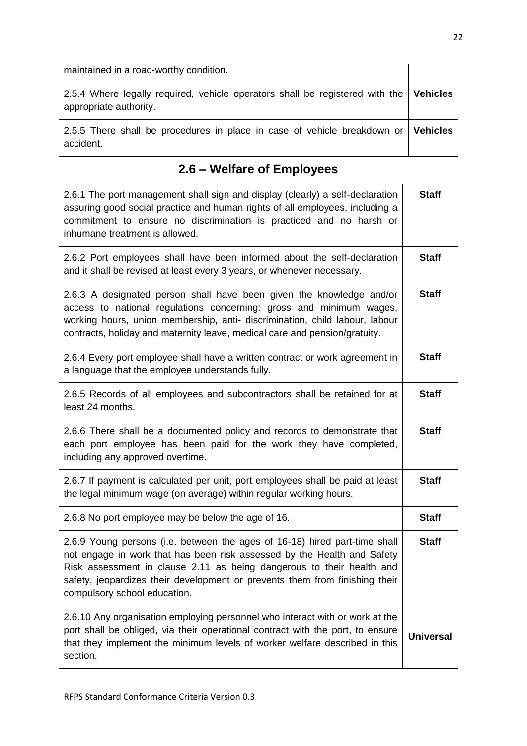| | |
|---|---|
| maintained in a road-worthy condition. | |
| 2.5.4 Where legally required, vehicle operators shall be registered with the appropriate authority. | **Vehicles** |
| 2.5.5 There shall be procedures in place in case of vehicle breakdown or accident. | **Vehicles** |

## 2.6 – Welfare of Employees

| | |
|---|---|
| 2.6.1 The port management shall sign and display (clearly) a self-declaration assuring good social practice and human rights of all employees, including a commitment to ensure no discrimination is practiced and no harsh or inhumane treatment is allowed. | **Staff** |
| 2.6.2 Port employees shall have been informed about the self-declaration and it shall be revised at least every 3 years, or whenever necessary. | **Staff** |
| 2.6.3 A designated person shall have been given the knowledge and/or access to national regulations concerning: gross and minimum wages, working hours, union membership, anti- discrimination, child labour, labour contracts, holiday and maternity leave, medical care and pension/gratuity. | **Staff** |
| 2.6.4 Every port employee shall have a written contract or work agreement in a language that the employee understands fully. | **Staff** |
| 2.6.5 Records of all employees and subcontractors shall be retained for at least 24 months. | **Staff** |
| 2.6.6 There shall be a documented policy and records to demonstrate that each port employee has been paid for the work they have completed, including any approved overtime. | **Staff** |
| 2.6.7 If payment is calculated per unit, port employees shall be paid at least the legal minimum wage (on average) within regular working hours. | **Staff** |
| 2.6.8 No port employee may be below the age of 16. | **Staff** |
| 2.6.9 Young persons (i.e. between the ages of 16-18) hired part-time shall not engage in work that has been risk assessed by the Health and Safety Risk assessment in clause 2.11 as being dangerous to their health and safety, jeopardizes their development or prevents them from finishing their compulsory school education. | **Staff** |
| 2.6.10 Any organisation employing personnel who interact with or work at the port shall be obliged, via their operational contract with the port, to ensure that they implement the minimum levels of worker welfare described in this section. | **Universal** |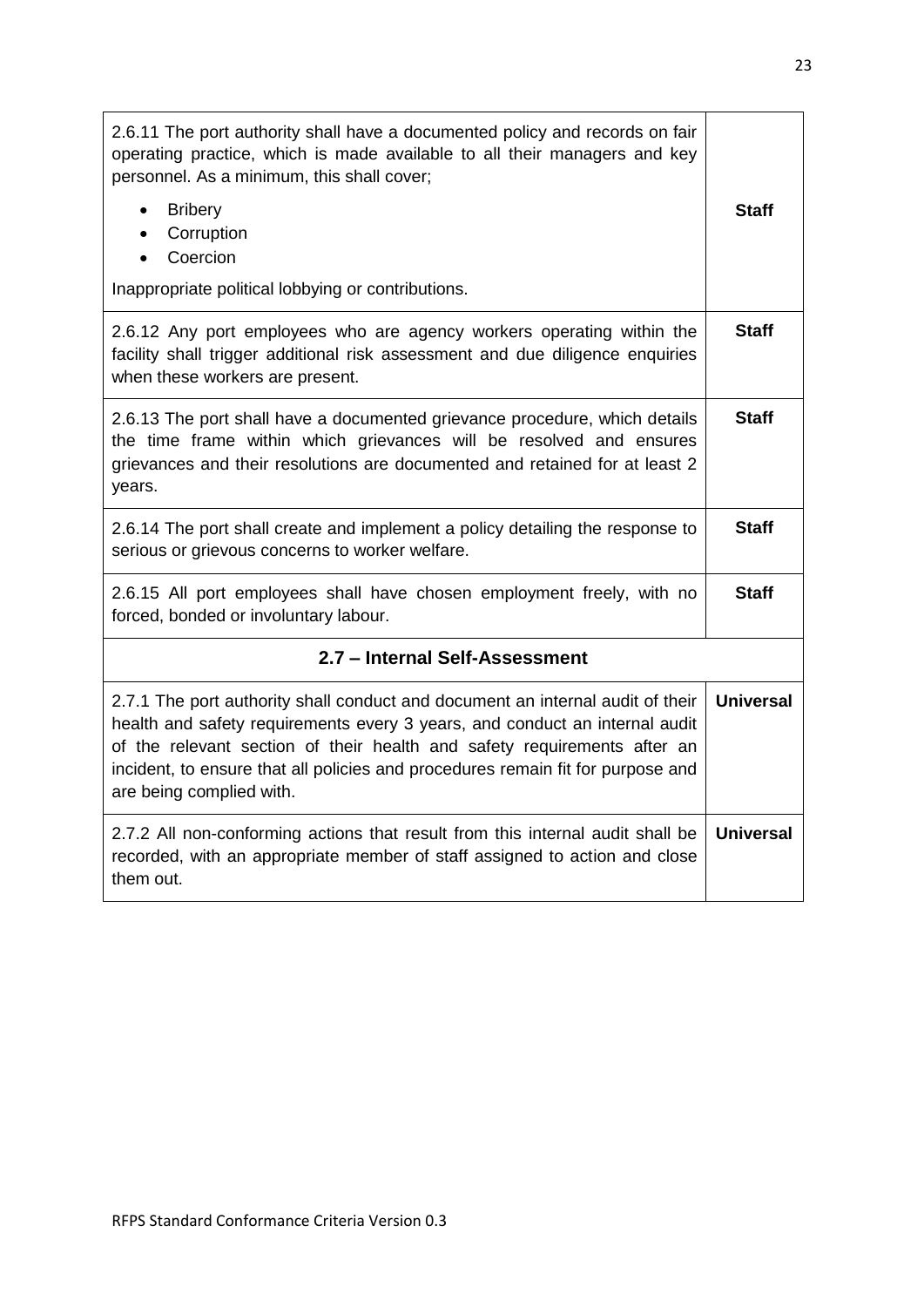| | |
|---|---|
| 2.6.11 The port authority shall have a documented policy and records on fair operating practice, which is made available to all their managers and key personnel. As a minimum, this shall cover;<br>• Bribery<br>• Corruption<br>• Coercion<br>Inappropriate political lobbying or contributions. | **Staff** |
| 2.6.12 Any port employees who are agency workers operating within the facility shall trigger additional risk assessment and due diligence enquiries when these workers are present. | **Staff** |
| 2.6.13 The port shall have a documented grievance procedure, which details the time frame within which grievances will be resolved and ensures grievances and their resolutions are documented and retained for at least 2 years. | **Staff** |
| 2.6.14 The port shall create and implement a policy detailing the response to serious or grievous concerns to worker welfare. | **Staff** |
| 2.6.15 All port employees shall have chosen employment freely, with no forced, bonded or involuntary labour. | **Staff** |
| **2.7 – Internal Self-Assessment** | |
| 2.7.1 The port authority shall conduct and document an internal audit of their health and safety requirements every 3 years, and conduct an internal audit of the relevant section of their health and safety requirements after an incident, to ensure that all policies and procedures remain fit for purpose and are being complied with. | **Universal** |
| 2.7.2 All non-conforming actions that result from this internal audit shall be recorded, with an appropriate member of staff assigned to action and close them out. | **Universal** |

RFPS Standard Conformance Criteria Version 0.3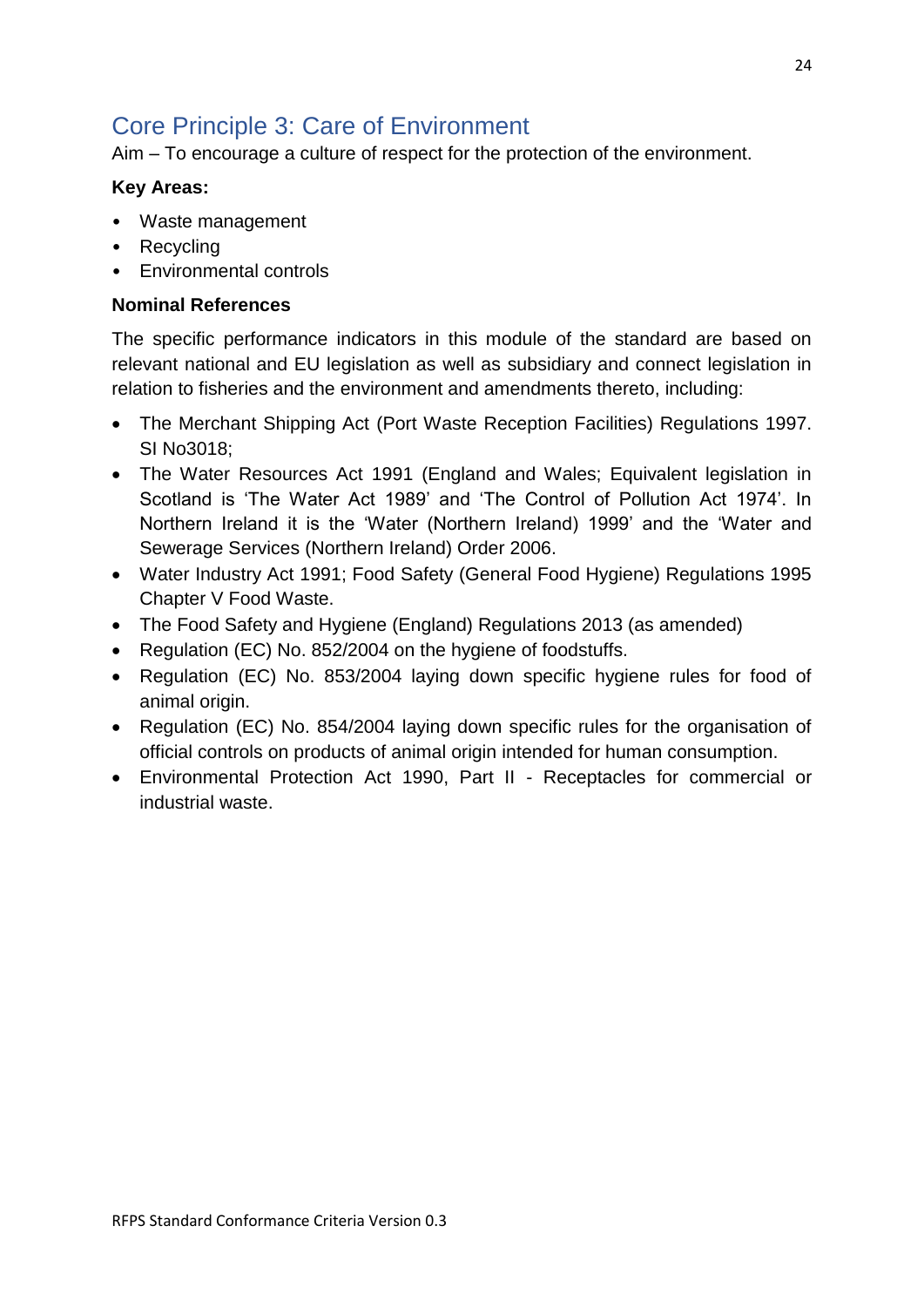## Core Principle 3: Care of Environment

Aim – To encourage a culture of respect for the protection of the environment.

**Key Areas:**

- Waste management
- Recycling
- Environmental controls

**Nominal References**

The specific performance indicators in this module of the standard are based on relevant national and EU legislation as well as subsidiary and connect legislation in relation to fisheries and the environment and amendments thereto, including:

- The Merchant Shipping Act (Port Waste Reception Facilities) Regulations 1997. SI No3018;
- The Water Resources Act 1991 (England and Wales; Equivalent legislation in Scotland is 'The Water Act 1989' and 'The Control of Pollution Act 1974'. In Northern Ireland it is the 'Water (Northern Ireland) 1999' and the 'Water and Sewerage Services (Northern Ireland) Order 2006.
- Water Industry Act 1991; Food Safety (General Food Hygiene) Regulations 1995 Chapter V Food Waste.
- The Food Safety and Hygiene (England) Regulations 2013 (as amended)
- Regulation (EC) No. 852/2004 on the hygiene of foodstuffs.
- Regulation (EC) No. 853/2004 laying down specific hygiene rules for food of animal origin.
- Regulation (EC) No. 854/2004 laying down specific rules for the organisation of official controls on products of animal origin intended for human consumption.
- Environmental Protection Act 1990, Part II - Receptacles for commercial or industrial waste.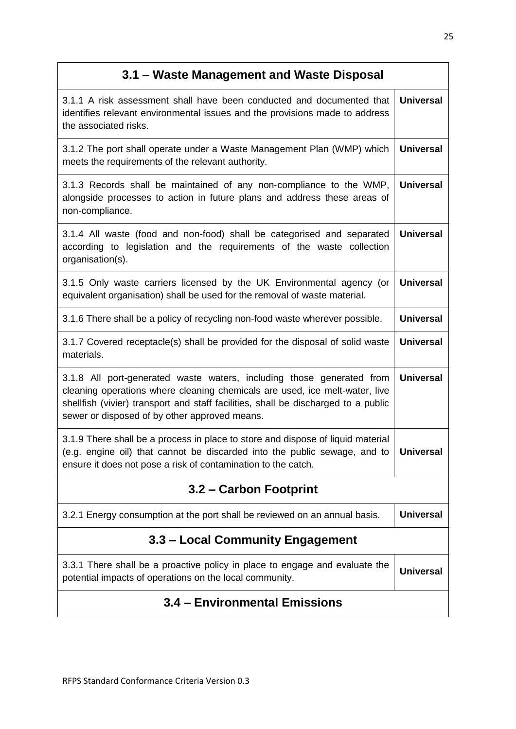| 3.1 – Waste Management and Waste Disposal | |
|---|---|
| 3.1.1 A risk assessment shall have been conducted and documented that identifies relevant environmental issues and the provisions made to address the associated risks. | **Universal** |
| 3.1.2 The port shall operate under a Waste Management Plan (WMP) which meets the requirements of the relevant authority. | **Universal** |
| 3.1.3 Records shall be maintained of any non-compliance to the WMP, alongside processes to action in future plans and address these areas of non-compliance. | **Universal** |
| 3.1.4 All waste (food and non-food) shall be categorised and separated according to legislation and the requirements of the waste collection organisation(s). | **Universal** |
| 3.1.5 Only waste carriers licensed by the UK Environmental agency (or equivalent organisation) shall be used for the removal of waste material. | **Universal** |
| 3.1.6 There shall be a policy of recycling non-food waste wherever possible. | **Universal** |
| 3.1.7 Covered receptacle(s) shall be provided for the disposal of solid waste materials. | **Universal** |
| 3.1.8 All port-generated waste waters, including those generated from cleaning operations where cleaning chemicals are used, ice melt-water, live shellfish (vivier) transport and staff facilities, shall be discharged to a public sewer or disposed of by other approved means. | **Universal** |
| 3.1.9 There shall be a process in place to store and dispose of liquid material (e.g. engine oil) that cannot be discarded into the public sewage, and to ensure it does not pose a risk of contamination to the catch. | **Universal** |
| **3.2 – Carbon Footprint** | |
| 3.2.1 Energy consumption at the port shall be reviewed on an annual basis. | **Universal** |
| **3.3 – Local Community Engagement** | |
| 3.3.1 There shall be a proactive policy in place to engage and evaluate the potential impacts of operations on the local community. | **Universal** |
| **3.4 – Environmental Emissions** | |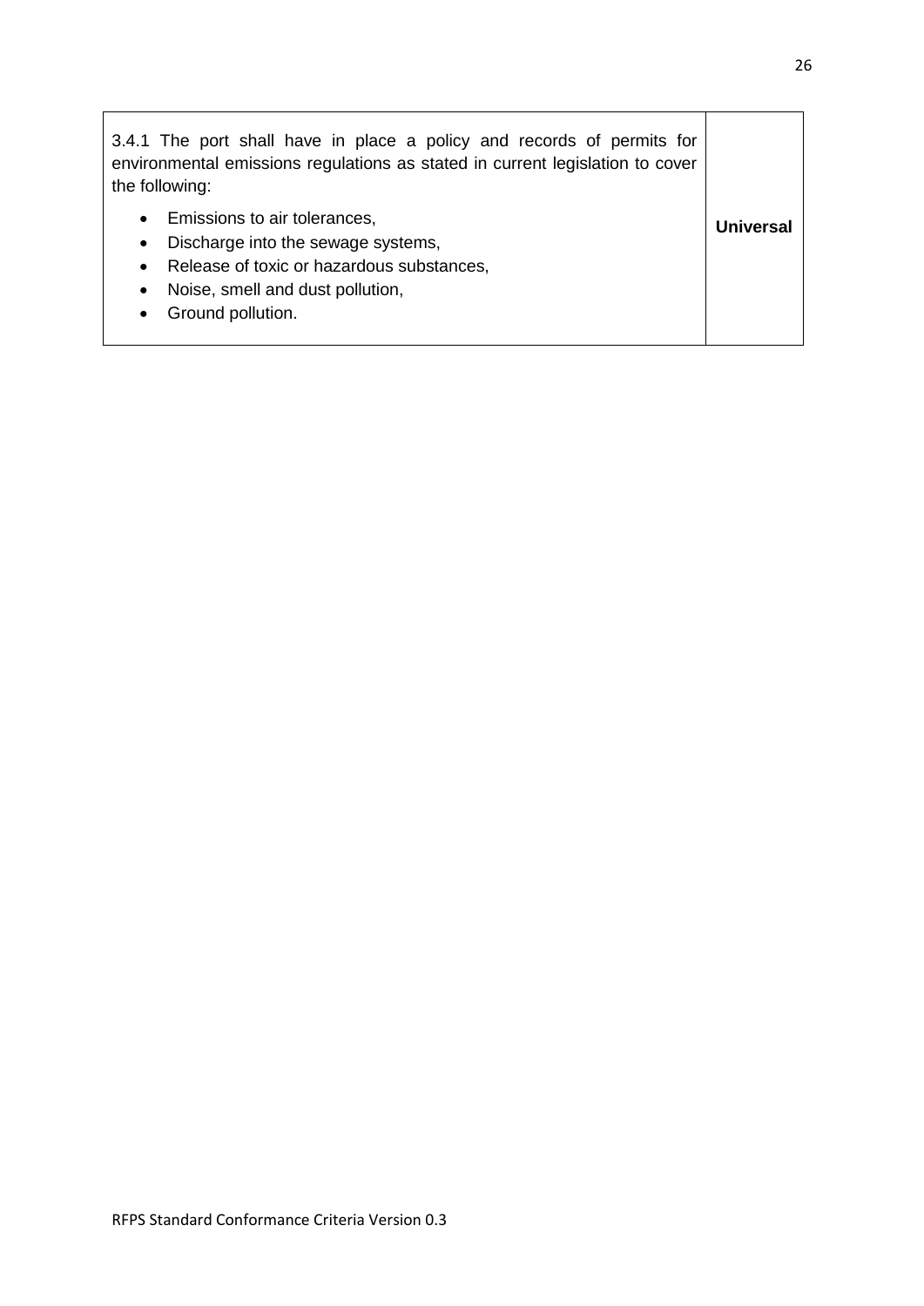| | |
|---|---|
| 3.4.1 The port shall have in place a policy and records of permits for environmental emissions regulations as stated in current legislation to cover the following:<br><br>• Emissions to air tolerances,<br>• Discharge into the sewage systems,<br>• Release of toxic or hazardous substances,<br>• Noise, smell and dust pollution,<br>• Ground pollution. | **Universal** |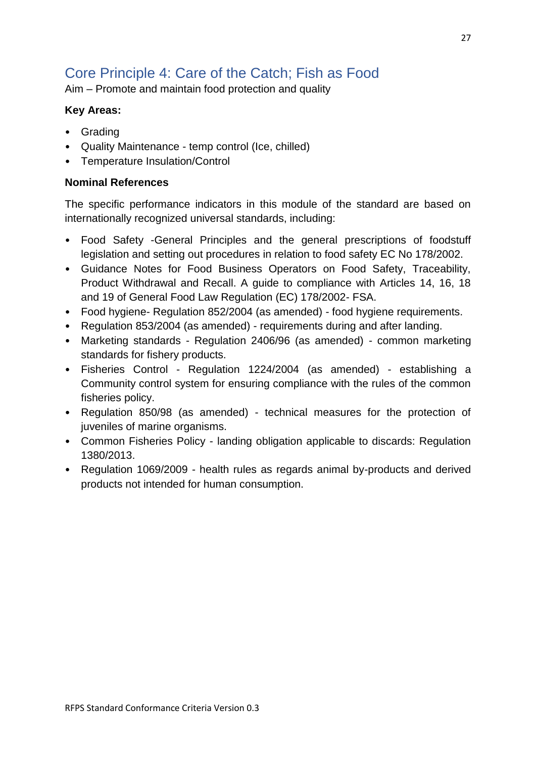## Core Principle 4: Care of the Catch; Fish as Food

Aim – Promote and maintain food protection and quality

**Key Areas:**

- Grading
- Quality Maintenance - temp control (Ice, chilled)
- Temperature Insulation/Control

**Nominal References**

The specific performance indicators in this module of the standard are based on internationally recognized universal standards, including:

- Food Safety -General Principles and the general prescriptions of foodstuff legislation and setting out procedures in relation to food safety EC No 178/2002.
- Guidance Notes for Food Business Operators on Food Safety, Traceability, Product Withdrawal and Recall. A guide to compliance with Articles 14, 16, 18 and 19 of General Food Law Regulation (EC) 178/2002- FSA.
- Food hygiene- Regulation 852/2004 (as amended) - food hygiene requirements.
- Regulation 853/2004 (as amended) - requirements during and after landing.
- Marketing standards - Regulation 2406/96 (as amended) - common marketing standards for fishery products.
- Fisheries Control - Regulation 1224/2004 (as amended) - establishing a Community control system for ensuring compliance with the rules of the common fisheries policy.
- Regulation 850/98 (as amended) - technical measures for the protection of juveniles of marine organisms.
- Common Fisheries Policy - landing obligation applicable to discards: Regulation 1380/2013.
- Regulation 1069/2009 - health rules as regards animal by-products and derived products not intended for human consumption.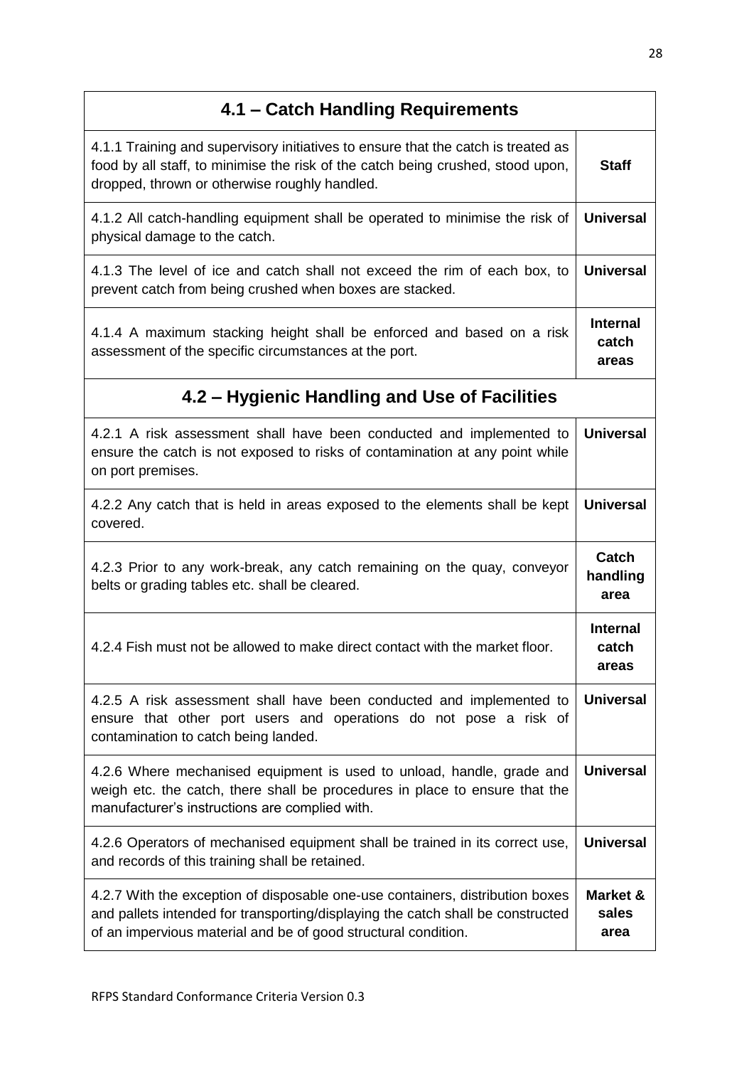| 4.1 – Catch Handling Requirements | |
|---|---|
| 4.1.1 Training and supervisory initiatives to ensure that the catch is treated as food by all staff, to minimise the risk of the catch being crushed, stood upon, dropped, thrown or otherwise roughly handled. | **Staff** |
| 4.1.2 All catch-handling equipment shall be operated to minimise the risk of physical damage to the catch. | **Universal** |
| 4.1.3 The level of ice and catch shall not exceed the rim of each box, to prevent catch from being crushed when boxes are stacked. | **Universal** |
| 4.1.4 A maximum stacking height shall be enforced and based on a risk assessment of the specific circumstances at the port. | **Internal catch areas** |
| **4.2 – Hygienic Handling and Use of Facilities** | |
| 4.2.1 A risk assessment shall have been conducted and implemented to ensure the catch is not exposed to risks of contamination at any point while on port premises. | **Universal** |
| 4.2.2 Any catch that is held in areas exposed to the elements shall be kept covered. | **Universal** |
| 4.2.3 Prior to any work-break, any catch remaining on the quay, conveyor belts or grading tables etc. shall be cleared. | **Catch handling area** |
| 4.2.4 Fish must not be allowed to make direct contact with the market floor. | **Internal catch areas** |
| 4.2.5 A risk assessment shall have been conducted and implemented to ensure that other port users and operations do not pose a risk of contamination to catch being landed. | **Universal** |
| 4.2.6 Where mechanised equipment is used to unload, handle, grade and weigh etc. the catch, there shall be procedures in place to ensure that the manufacturer's instructions are complied with. | **Universal** |
| 4.2.6 Operators of mechanised equipment shall be trained in its correct use, and records of this training shall be retained. | **Universal** |
| 4.2.7 With the exception of disposable one-use containers, distribution boxes and pallets intended for transporting/displaying the catch shall be constructed of an impervious material and be of good structural condition. | **Market & sales area** |

RFPS Standard Conformance Criteria Version 0.3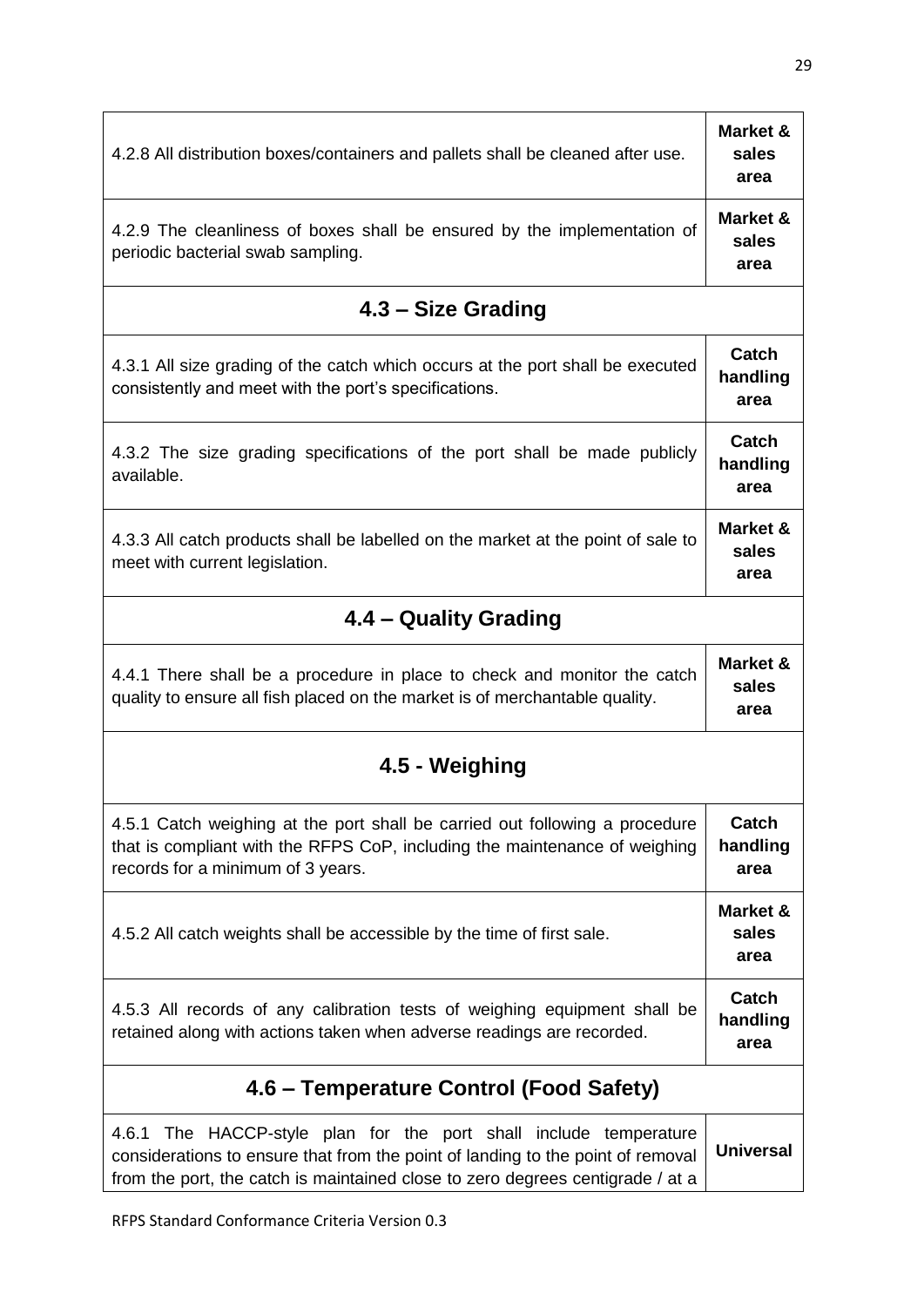| | |
|---|---|
| 4.2.8 All distribution boxes/containers and pallets shall be cleaned after use. | **Market & sales area** |
| 4.2.9 The cleanliness of boxes shall be ensured by the implementation of periodic bacterial swab sampling. | **Market & sales area** |
| **4.3 – Size Grading** | |
| 4.3.1 All size grading of the catch which occurs at the port shall be executed consistently and meet with the port's specifications. | **Catch handling area** |
| 4.3.2 The size grading specifications of the port shall be made publicly available. | **Catch handling area** |
| 4.3.3 All catch products shall be labelled on the market at the point of sale to meet with current legislation. | **Market & sales area** |
| **4.4 – Quality Grading** | |
| 4.4.1 There shall be a procedure in place to check and monitor the catch quality to ensure all fish placed on the market is of merchantable quality. | **Market & sales area** |
| **4.5 - Weighing** | |
| 4.5.1 Catch weighing at the port shall be carried out following a procedure that is compliant with the RFPS CoP, including the maintenance of weighing records for a minimum of 3 years. | **Catch handling area** |
| 4.5.2 All catch weights shall be accessible by the time of first sale. | **Market & sales area** |
| 4.5.3 All records of any calibration tests of weighing equipment shall be retained along with actions taken when adverse readings are recorded. | **Catch handling area** |
| **4.6 – Temperature Control (Food Safety)** | |
| 4.6.1 The HACCP-style plan for the port shall include temperature considerations to ensure that from the point of landing to the point of removal from the port, the catch is maintained close to zero degrees centigrade / at a | **Universal** |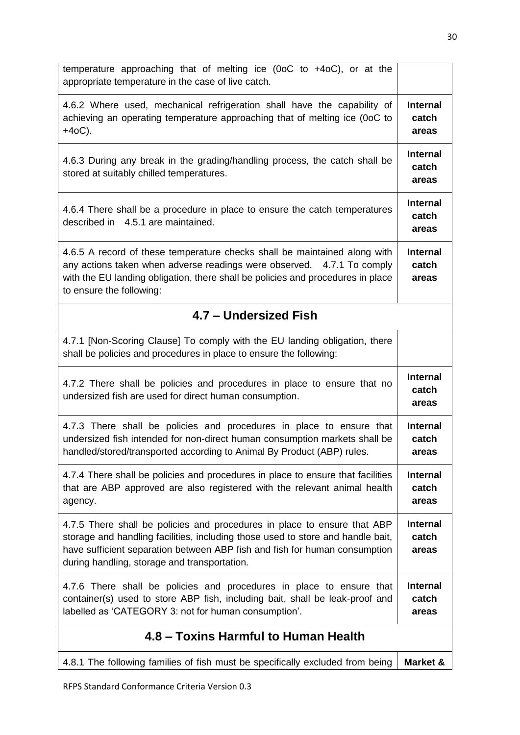| | |
|---|---|
| temperature approaching that of melting ice (0oC to +4oC), or at the appropriate temperature in the case of live catch. | |
| 4.6.2 Where used, mechanical refrigeration shall have the capability of achieving an operating temperature approaching that of melting ice (0oC to +4oC). | **Internal catch areas** |
| 4.6.3 During any break in the grading/handling process, the catch shall be stored at suitably chilled temperatures. | **Internal catch areas** |
| 4.6.4 There shall be a procedure in place to ensure the catch temperatures described in 4.5.1 are maintained. | **Internal catch areas** |
| 4.6.5 A record of these temperature checks shall be maintained along with any actions taken when adverse readings were observed. 4.7.1 To comply with the EU landing obligation, there shall be policies and procedures in place to ensure the following: | **Internal catch areas** |
| **4.7 – Undersized Fish** | |
| 4.7.1 [Non-Scoring Clause] To comply with the EU landing obligation, there shall be policies and procedures in place to ensure the following: | |
| 4.7.2 There shall be policies and procedures in place to ensure that no undersized fish are used for direct human consumption. | **Internal catch areas** |
| 4.7.3 There shall be policies and procedures in place to ensure that undersized fish intended for non-direct human consumption markets shall be handled/stored/transported according to Animal By Product (ABP) rules. | **Internal catch areas** |
| 4.7.4 There shall be policies and procedures in place to ensure that facilities that are ABP approved are also registered with the relevant animal health agency. | **Internal catch areas** |
| 4.7.5 There shall be policies and procedures in place to ensure that ABP storage and handling facilities, including those used to store and handle bait, have sufficient separation between ABP fish and fish for human consumption during handling, storage and transportation. | **Internal catch areas** |
| 4.7.6 There shall be policies and procedures in place to ensure that container(s) used to store ABP fish, including bait, shall be leak-proof and labelled as 'CATEGORY 3: not for human consumption'. | **Internal catch areas** |
| **4.8 – Toxins Harmful to Human Health** | |
| 4.8.1 The following families of fish must be specifically excluded from being | **Market &** |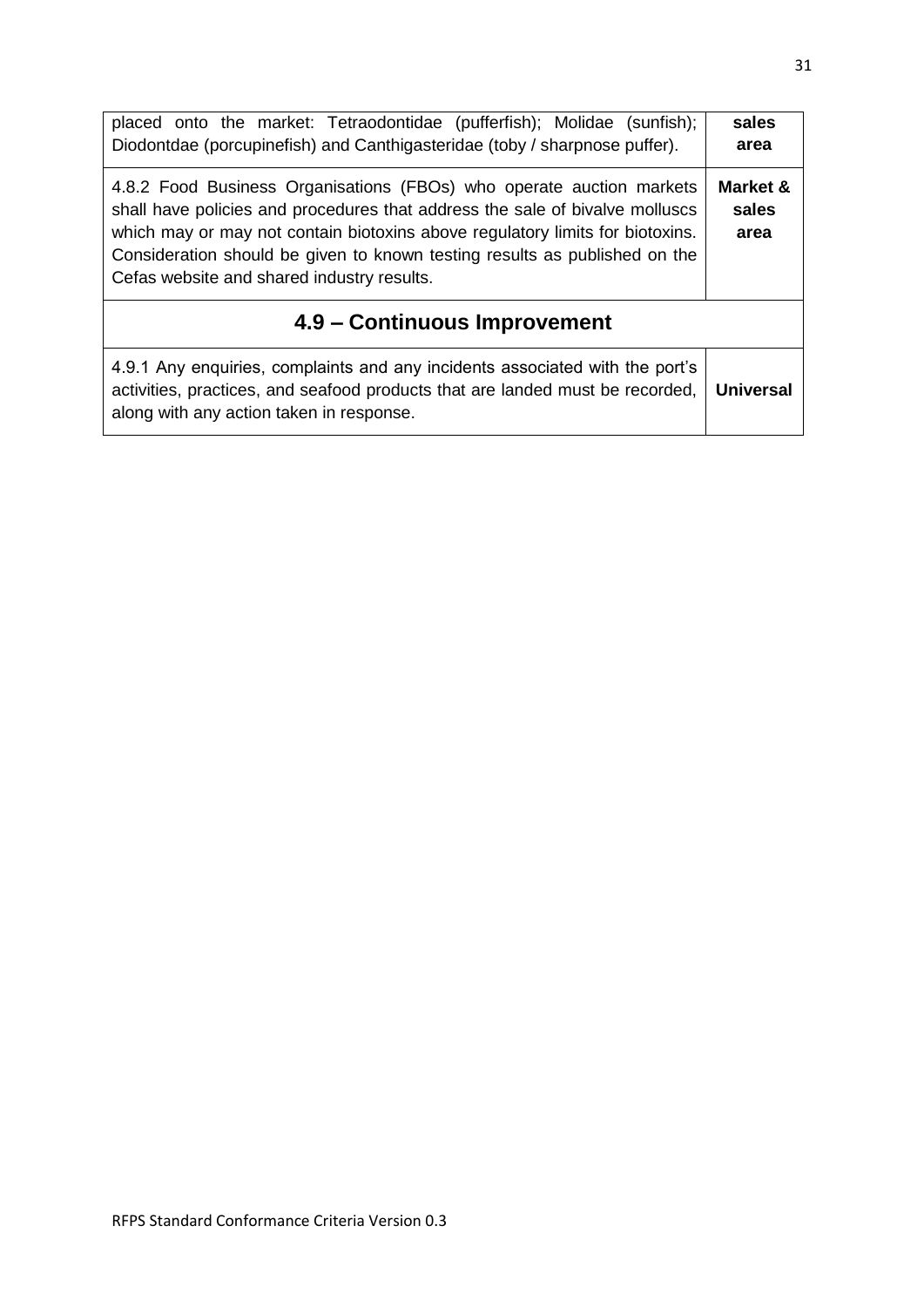| | |
|---|---|
| placed onto the market: Tetraodontidae (pufferfish); Molidae (sunfish); Diodontdae (porcupinefish) and Canthigasteridae (toby / sharpnose puffer). | **sales area** |
| 4.8.2 Food Business Organisations (FBOs) who operate auction markets shall have policies and procedures that address the sale of bivalve molluscs which may or may not contain biotoxins above regulatory limits for biotoxins. Consideration should be given to known testing results as published on the Cefas website and shared industry results. | **Market & sales area** |
| **4.9 – Continuous Improvement** | |
| 4.9.1 Any enquiries, complaints and any incidents associated with the port's activities, practices, and seafood products that are landed must be recorded, along with any action taken in response. | **Universal** |

RFPS Standard Conformance Criteria Version 0.3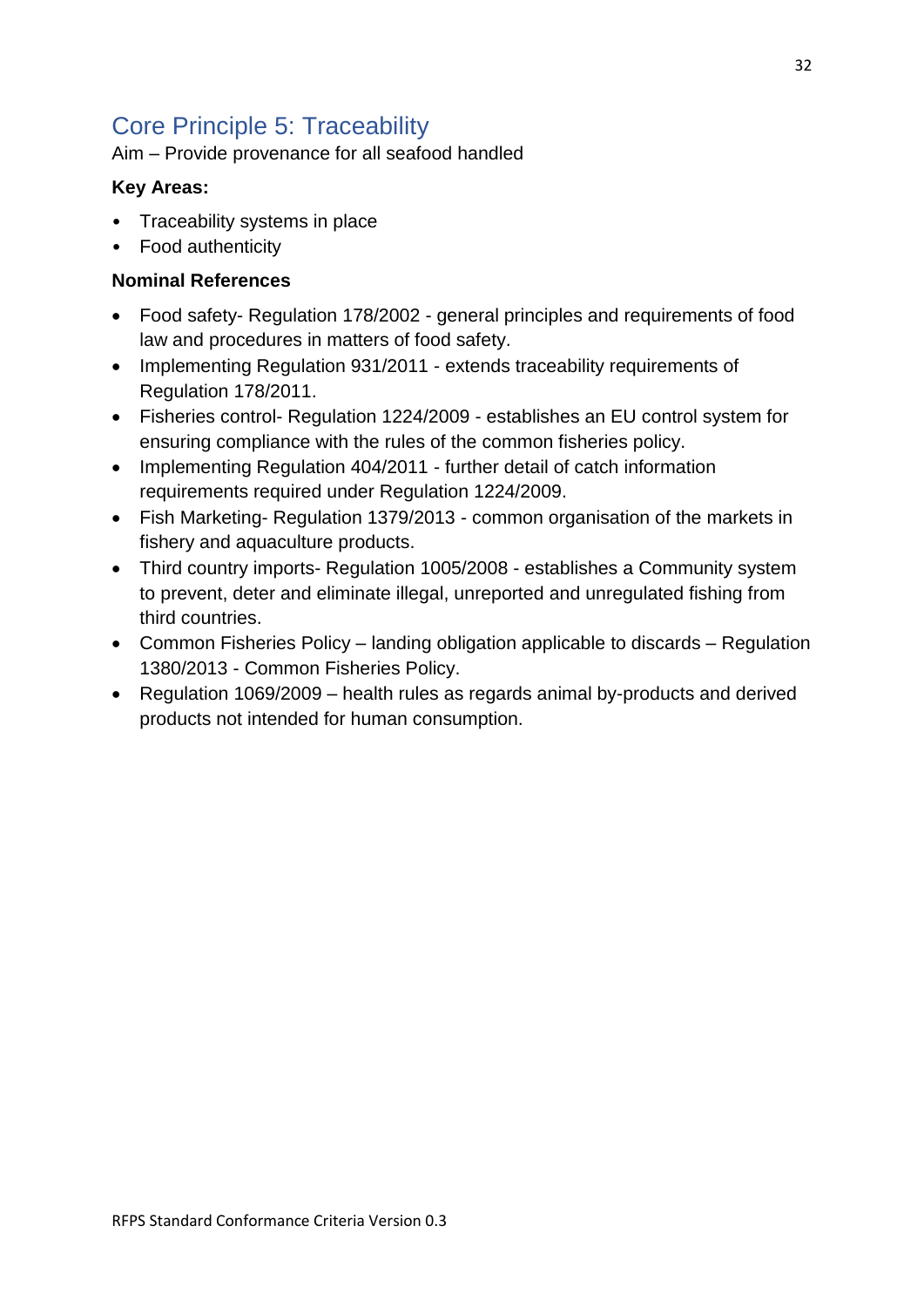## Core Principle 5: Traceability

Aim – Provide provenance for all seafood handled

**Key Areas:**

- Traceability systems in place
- Food authenticity

**Nominal References**

- Food safety- Regulation 178/2002 - general principles and requirements of food law and procedures in matters of food safety.
- Implementing Regulation 931/2011 - extends traceability requirements of Regulation 178/2011.
- Fisheries control- Regulation 1224/2009 - establishes an EU control system for ensuring compliance with the rules of the common fisheries policy.
- Implementing Regulation 404/2011 - further detail of catch information requirements required under Regulation 1224/2009.
- Fish Marketing- Regulation 1379/2013 - common organisation of the markets in fishery and aquaculture products.
- Third country imports- Regulation 1005/2008 - establishes a Community system to prevent, deter and eliminate illegal, unreported and unregulated fishing from third countries.
- Common Fisheries Policy – landing obligation applicable to discards – Regulation 1380/2013 - Common Fisheries Policy.
- Regulation 1069/2009 – health rules as regards animal by-products and derived products not intended for human consumption.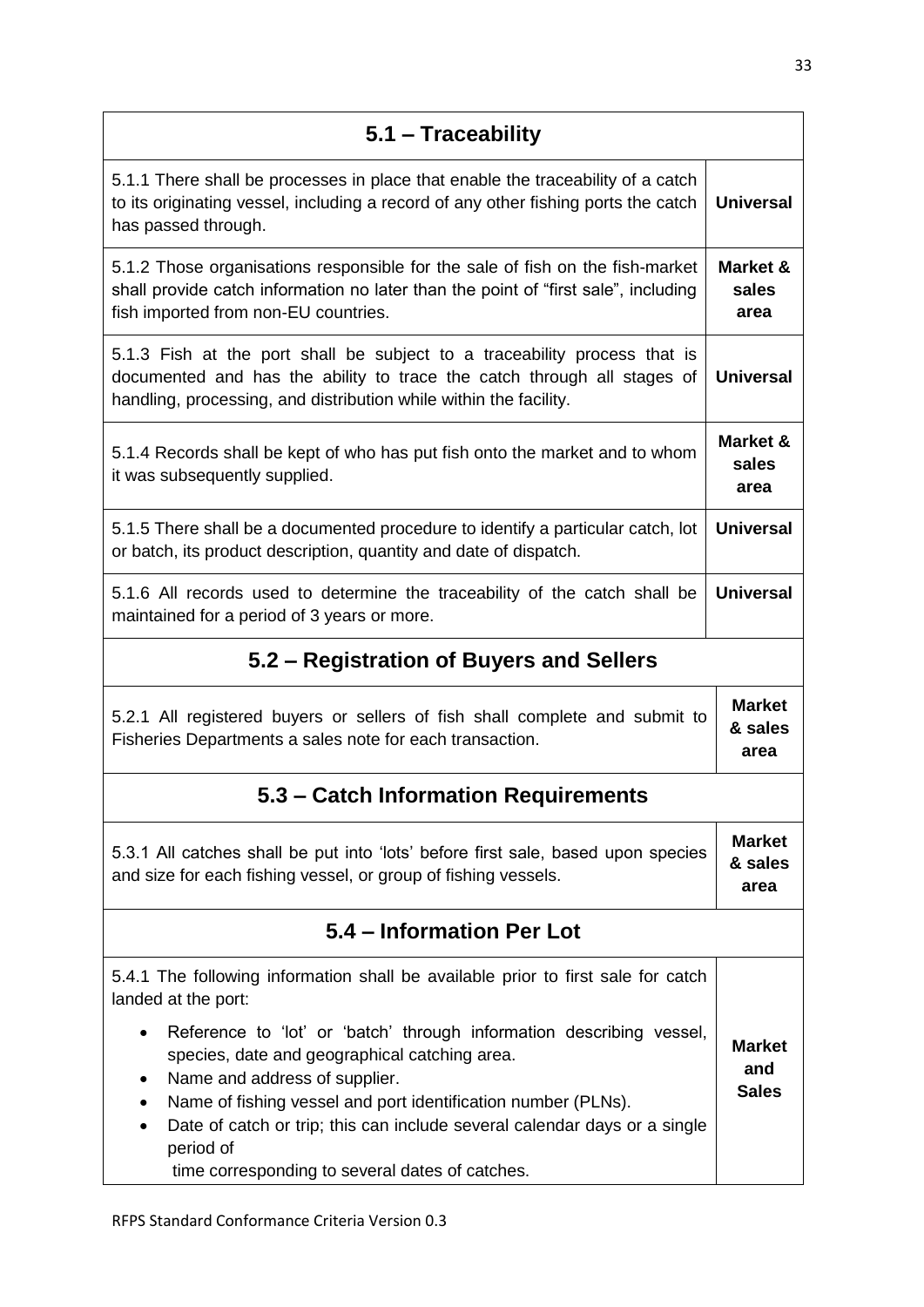| 5.1 – Traceability | |
|---|---|
| 5.1.1 There shall be processes in place that enable the traceability of a catch to its originating vessel, including a record of any other fishing ports the catch has passed through. | **Universal** |
| 5.1.2 Those organisations responsible for the sale of fish on the fish-market shall provide catch information no later than the point of "first sale", including fish imported from non-EU countries. | **Market & sales area** |
| 5.1.3 Fish at the port shall be subject to a traceability process that is documented and has the ability to trace the catch through all stages of handling, processing, and distribution while within the facility. | **Universal** |
| 5.1.4 Records shall be kept of who has put fish onto the market and to whom it was subsequently supplied. | **Market & sales area** |
| 5.1.5 There shall be a documented procedure to identify a particular catch, lot or batch, its product description, quantity and date of dispatch. | **Universal** |
| 5.1.6 All records used to determine the traceability of the catch shall be maintained for a period of 3 years or more. | **Universal** |
| **5.2 – Registration of Buyers and Sellers** | |
| 5.2.1 All registered buyers or sellers of fish shall complete and submit to Fisheries Departments a sales note for each transaction. | **Market & sales area** |
| **5.3 – Catch Information Requirements** | |
| 5.3.1 All catches shall be put into 'lots' before first sale, based upon species and size for each fishing vessel, or group of fishing vessels. | **Market & sales area** |
| **5.4 – Information Per Lot** | |
| 5.4.1 The following information shall be available prior to first sale for catch landed at the port:<br>• Reference to 'lot' or 'batch' through information describing vessel, species, date and geographical catching area.<br>• Name and address of supplier.<br>• Name of fishing vessel and port identification number (PLNs).<br>• Date of catch or trip; this can include several calendar days or a single period of time corresponding to several dates of catches. | **Market and Sales** |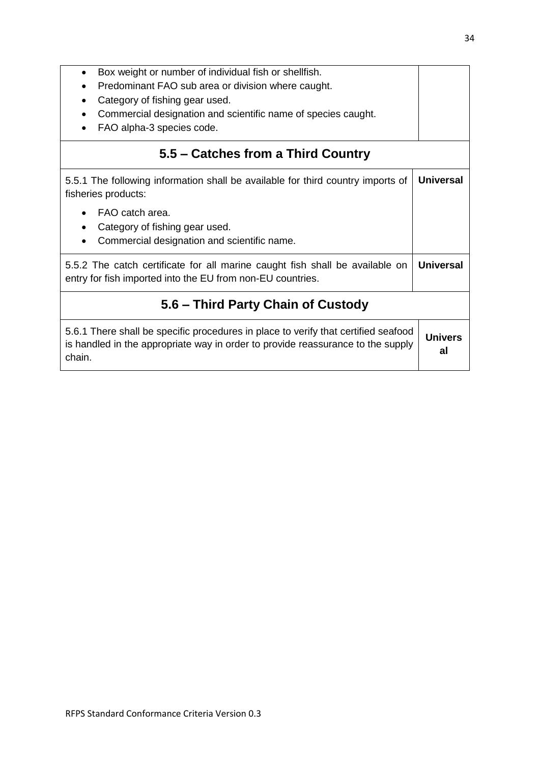| | |
|---|---|
| <ul><li>Box weight or number of individual fish or shellfish.</li><li>Predominant FAO sub area or division where caught.</li><li>Category of fishing gear used.</li><li>Commercial designation and scientific name of species caught.</li><li>FAO alpha-3 species code.</li></ul> | |
| **5.5 – Catches from a Third Country** | |
| 5.5.1 The following information shall be available for third country imports of fisheries products:<ul><li>FAO catch area.</li><li>Category of fishing gear used.</li><li>Commercial designation and scientific name.</li></ul> | **Universal** |
| 5.5.2 The catch certificate for all marine caught fish shall be available on entry for fish imported into the EU from non-EU countries. | **Universal** |
| **5.6 – Third Party Chain of Custody** | |
| 5.6.1 There shall be specific procedures in place to verify that certified seafood is handled in the appropriate way in order to provide reassurance to the supply chain. | **Universal** |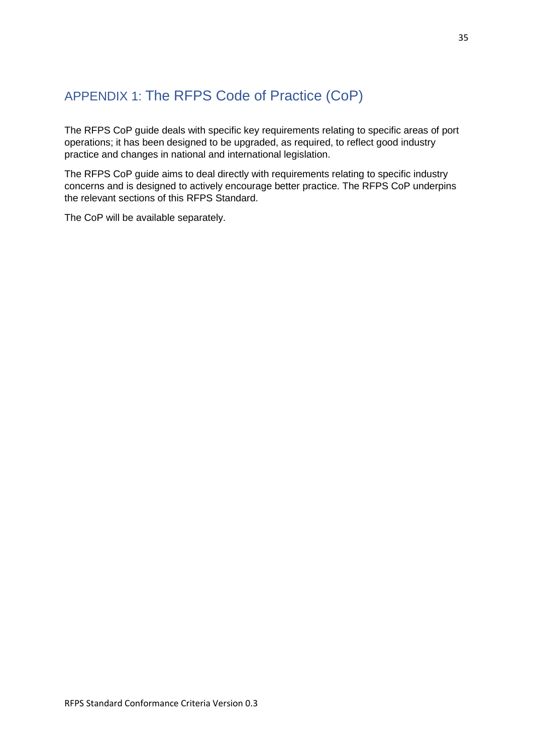# APPENDIX 1: The RFPS Code of Practice (CoP)

The RFPS CoP guide deals with specific key requirements relating to specific areas of port operations; it has been designed to be upgraded, as required, to reflect good industry practice and changes in national and international legislation.

The RFPS CoP guide aims to deal directly with requirements relating to specific industry concerns and is designed to actively encourage better practice. The RFPS CoP underpins the relevant sections of this RFPS Standard.

The CoP will be available separately.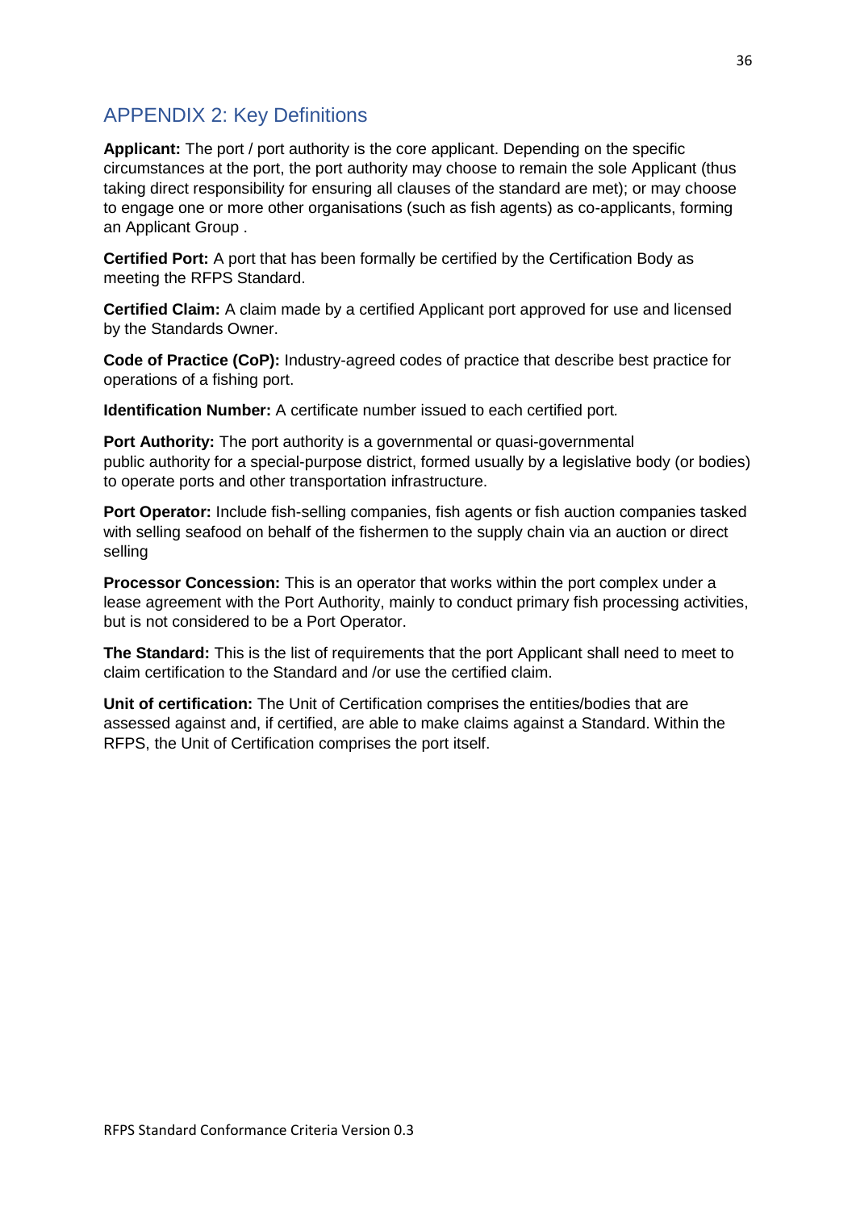## APPENDIX 2: Key Definitions

**Applicant:** The port / port authority is the core applicant. Depending on the specific circumstances at the port, the port authority may choose to remain the sole Applicant (thus taking direct responsibility for ensuring all clauses of the standard are met); or may choose to engage one or more other organisations (such as fish agents) as co-applicants, forming an Applicant Group .

**Certified Port:** A port that has been formally be certified by the Certification Body as meeting the RFPS Standard.

**Certified Claim:** A claim made by a certified Applicant port approved for use and licensed by the Standards Owner.

**Code of Practice (CoP):** Industry-agreed codes of practice that describe best practice for operations of a fishing port.

**Identification Number:** A certificate number issued to each certified port.

**Port Authority:** The port authority is a governmental or quasi-governmental public authority for a special-purpose district, formed usually by a legislative body (or bodies) to operate ports and other transportation infrastructure.

**Port Operator:** Include fish-selling companies, fish agents or fish auction companies tasked with selling seafood on behalf of the fishermen to the supply chain via an auction or direct selling

**Processor Concession:** This is an operator that works within the port complex under a lease agreement with the Port Authority, mainly to conduct primary fish processing activities, but is not considered to be a Port Operator.

**The Standard:** This is the list of requirements that the port Applicant shall need to meet to claim certification to the Standard and /or use the certified claim.

**Unit of certification:** The Unit of Certification comprises the entities/bodies that are assessed against and, if certified, are able to make claims against a Standard. Within the RFPS, the Unit of Certification comprises the port itself.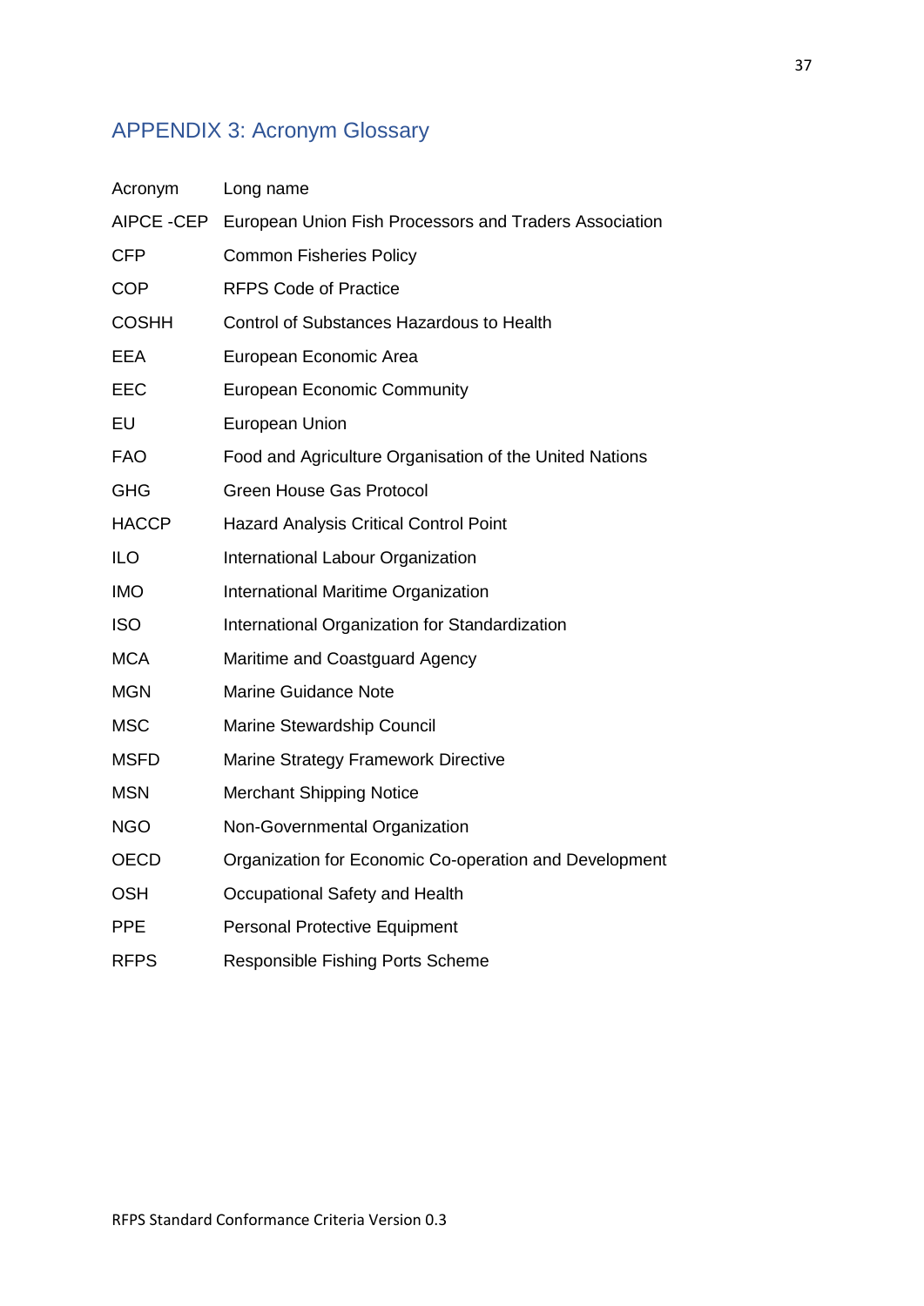## APPENDIX 3: Acronym Glossary

| Acronym | Long name |
|---|---|
| AIPCE -CEP | European Union Fish Processors and Traders Association |
| CFP | Common Fisheries Policy |
| COP | RFPS Code of Practice |
| COSHH | Control of Substances Hazardous to Health |
| EEA | European Economic Area |
| EEC | European Economic Community |
| EU | European Union |
| FAO | Food and Agriculture Organisation of the United Nations |
| GHG | Green House Gas Protocol |
| HACCP | Hazard Analysis Critical Control Point |
| ILO | International Labour Organization |
| IMO | International Maritime Organization |
| ISO | International Organization for Standardization |
| MCA | Maritime and Coastguard Agency |
| MGN | Marine Guidance Note |
| MSC | Marine Stewardship Council |
| MSFD | Marine Strategy Framework Directive |
| MSN | Merchant Shipping Notice |
| NGO | Non-Governmental Organization |
| OECD | Organization for Economic Co-operation and Development |
| OSH | Occupational Safety and Health |
| PPE | Personal Protective Equipment |
| RFPS | Responsible Fishing Ports Scheme |